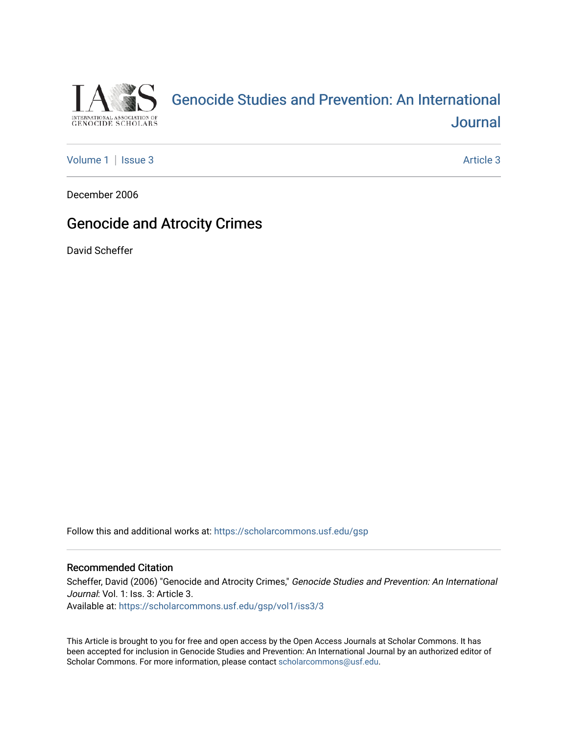# Genocide Studies and Prevention: An International Journal

Volume 1 | Issue 3 | Article 3

December 2006

## Genocide and Atrocity Crimes

David Scheffer

Follow this and additional works at: https://scholarcommons.usf.edu/gsp

### Recommended Citation

Scheffer, David (2006) "Genocide and Atrocity Crimes," *Genocide Studies and Prevention: An International Journal*: Vol. 1: Iss. 3: Article 3.
Available at: https://scholarcommons.usf.edu/gsp/vol1/iss3/3

This Article is brought to you for free and open access by the Open Access Journals at Scholar Commons. It has been accepted for inclusion in Genocide Studies and Prevention: An International Journal by an authorized editor of Scholar Commons. For more information, please contact scholarcommons@usf.edu.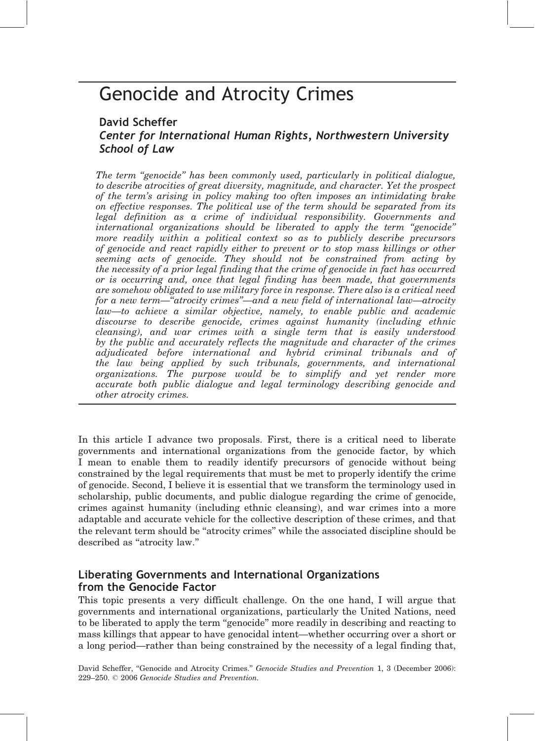# Genocide and Atrocity Crimes

**David Scheffer**
***Center for International Human Rights, Northwestern University School of Law***

*The term "genocide" has been commonly used, particularly in political dialogue, to describe atrocities of great diversity, magnitude, and character. Yet the prospect of the term's arising in policy making too often imposes an intimidating brake on effective responses. The political use of the term should be separated from its legal definition as a crime of individual responsibility. Governments and international organizations should be liberated to apply the term "genocide" more readily within a political context so as to publicly describe precursors of genocide and react rapidly either to prevent or to stop mass killings or other seeming acts of genocide. They should not be constrained from acting by the necessity of a prior legal finding that the crime of genocide in fact has occurred or is occurring and, once that legal finding has been made, that governments are somehow obligated to use military force in response. There also is a critical need for a new term—"atrocity crimes"—and a new field of international law—atrocity law—to achieve a similar objective, namely, to enable public and academic discourse to describe genocide, crimes against humanity (including ethnic cleansing), and war crimes with a single term that is easily understood by the public and accurately reflects the magnitude and character of the crimes adjudicated before international and hybrid criminal tribunals and of the law being applied by such tribunals, governments, and international organizations. The purpose would be to simplify and yet render more accurate both public dialogue and legal terminology describing genocide and other atrocity crimes.*

In this article I advance two proposals. First, there is a critical need to liberate governments and international organizations from the genocide factor, by which I mean to enable them to readily identify precursors of genocide without being constrained by the legal requirements that must be met to properly identify the crime of genocide. Second, I believe it is essential that we transform the terminology used in scholarship, public documents, and public dialogue regarding the crime of genocide, crimes against humanity (including ethnic cleansing), and war crimes into a more adaptable and accurate vehicle for the collective description of these crimes, and that the relevant term should be "atrocity crimes" while the associated discipline should be described as "atrocity law."

## Liberating Governments and International Organizations from the Genocide Factor

This topic presents a very difficult challenge. On the one hand, I will argue that governments and international organizations, particularly the United Nations, need to be liberated to apply the term "genocide" more readily in describing and reacting to mass killings that appear to have genocidal intent—whether occurring over a short or a long period—rather than being constrained by the necessity of a legal finding that,

David Scheffer, "Genocide and Atrocity Crimes." *Genocide Studies and Prevention* 1, 3 (December 2006): 229–250. © 2006 *Genocide Studies and Prevention.*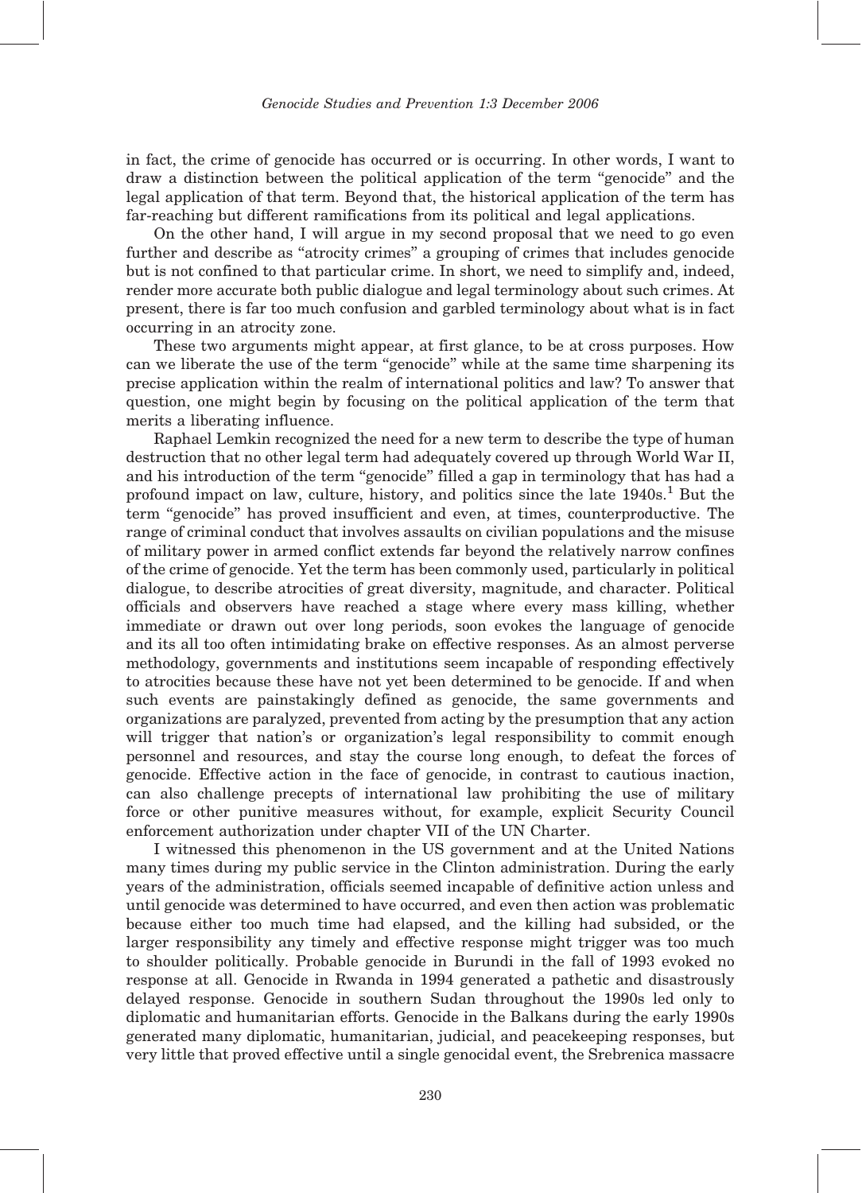in fact, the crime of genocide has occurred or is occurring. In other words, I want to draw a distinction between the political application of the term "genocide" and the legal application of that term. Beyond that, the historical application of the term has far-reaching but different ramifications from its political and legal applications.

On the other hand, I will argue in my second proposal that we need to go even further and describe as "atrocity crimes" a grouping of crimes that includes genocide but is not confined to that particular crime. In short, we need to simplify and, indeed, render more accurate both public dialogue and legal terminology about such crimes. At present, there is far too much confusion and garbled terminology about what is in fact occurring in an atrocity zone.

These two arguments might appear, at first glance, to be at cross purposes. How can we liberate the use of the term "genocide" while at the same time sharpening its precise application within the realm of international politics and law? To answer that question, one might begin by focusing on the political application of the term that merits a liberating influence.

Raphael Lemkin recognized the need for a new term to describe the type of human destruction that no other legal term had adequately covered up through World War II, and his introduction of the term "genocide" filled a gap in terminology that has had a profound impact on law, culture, history, and politics since the late 1940s.[1] But the term "genocide" has proved insufficient and even, at times, counterproductive. The range of criminal conduct that involves assaults on civilian populations and the misuse of military power in armed conflict extends far beyond the relatively narrow confines of the crime of genocide. Yet the term has been commonly used, particularly in political dialogue, to describe atrocities of great diversity, magnitude, and character. Political officials and observers have reached a stage where every mass killing, whether immediate or drawn out over long periods, soon evokes the language of genocide and its all too often intimidating brake on effective responses. As an almost perverse methodology, governments and institutions seem incapable of responding effectively to atrocities because these have not yet been determined to be genocide. If and when such events are painstakingly defined as genocide, the same governments and organizations are paralyzed, prevented from acting by the presumption that any action will trigger that nation's or organization's legal responsibility to commit enough personnel and resources, and stay the course long enough, to defeat the forces of genocide. Effective action in the face of genocide, in contrast to cautious inaction, can also challenge precepts of international law prohibiting the use of military force or other punitive measures without, for example, explicit Security Council enforcement authorization under chapter VII of the UN Charter.

I witnessed this phenomenon in the US government and at the United Nations many times during my public service in the Clinton administration. During the early years of the administration, officials seemed incapable of definitive action unless and until genocide was determined to have occurred, and even then action was problematic because either too much time had elapsed, and the killing had subsided, or the larger responsibility any timely and effective response might trigger was too much to shoulder politically. Probable genocide in Burundi in the fall of 1993 evoked no response at all. Genocide in Rwanda in 1994 generated a pathetic and disastrously delayed response. Genocide in southern Sudan throughout the 1990s led only to diplomatic and humanitarian efforts. Genocide in the Balkans during the early 1990s generated many diplomatic, humanitarian, judicial, and peacekeeping responses, but very little that proved effective until a single genocidal event, the Srebrenica massacre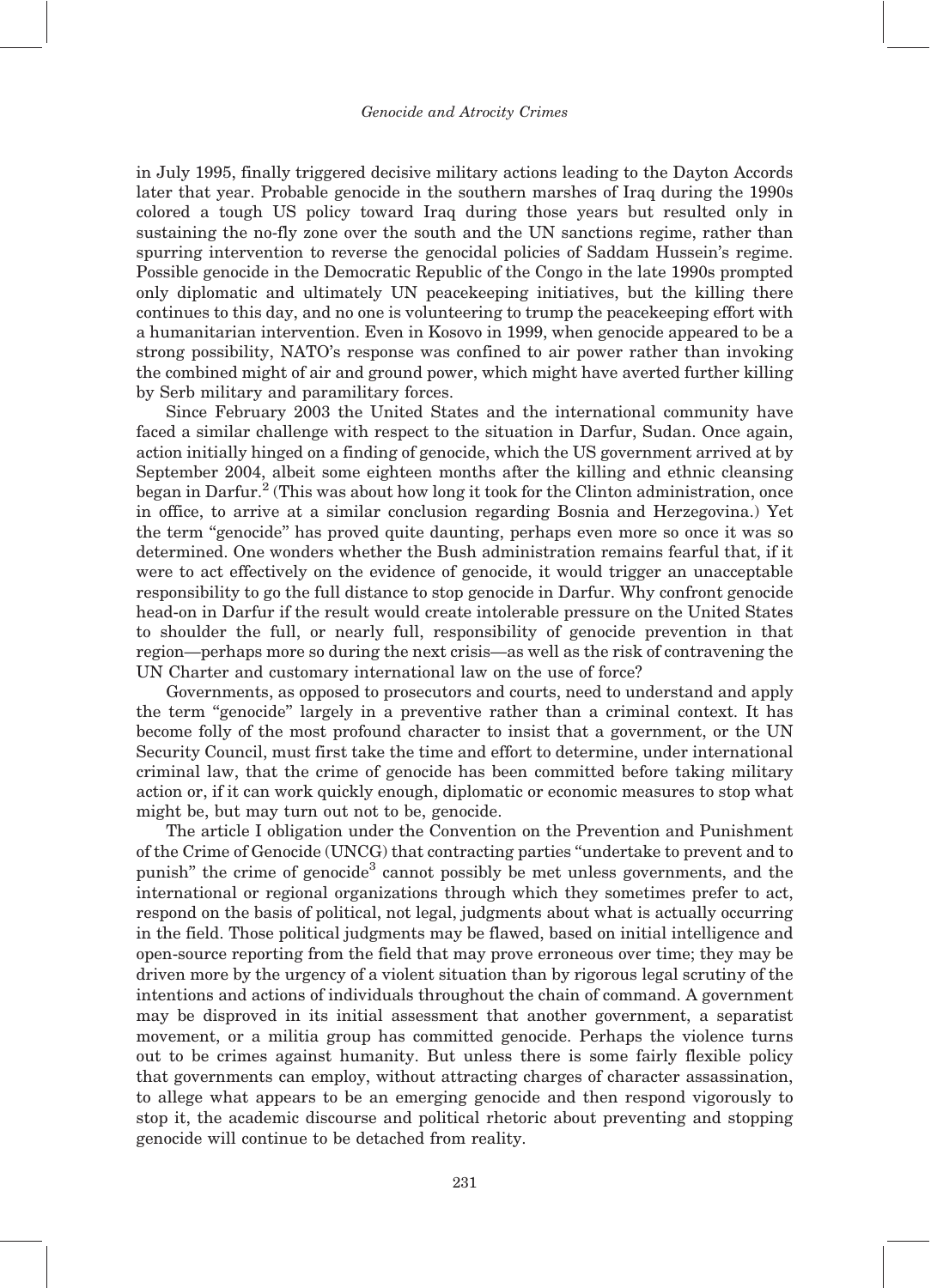in July 1995, finally triggered decisive military actions leading to the Dayton Accords later that year. Probable genocide in the southern marshes of Iraq during the 1990s colored a tough US policy toward Iraq during those years but resulted only in sustaining the no-fly zone over the south and the UN sanctions regime, rather than spurring intervention to reverse the genocidal policies of Saddam Hussein's regime. Possible genocide in the Democratic Republic of the Congo in the late 1990s prompted only diplomatic and ultimately UN peacekeeping initiatives, but the killing there continues to this day, and no one is volunteering to trump the peacekeeping effort with a humanitarian intervention. Even in Kosovo in 1999, when genocide appeared to be a strong possibility, NATO's response was confined to air power rather than invoking the combined might of air and ground power, which might have averted further killing by Serb military and paramilitary forces.

Since February 2003 the United States and the international community have faced a similar challenge with respect to the situation in Darfur, Sudan. Once again, action initially hinged on a finding of genocide, which the US government arrived at by September 2004, albeit some eighteen months after the killing and ethnic cleansing began in Darfur.[2] (This was about how long it took for the Clinton administration, once in office, to arrive at a similar conclusion regarding Bosnia and Herzegovina.) Yet the term "genocide" has proved quite daunting, perhaps even more so once it was so determined. One wonders whether the Bush administration remains fearful that, if it were to act effectively on the evidence of genocide, it would trigger an unacceptable responsibility to go the full distance to stop genocide in Darfur. Why confront genocide head-on in Darfur if the result would create intolerable pressure on the United States to shoulder the full, or nearly full, responsibility of genocide prevention in that region—perhaps more so during the next crisis—as well as the risk of contravening the UN Charter and customary international law on the use of force?

Governments, as opposed to prosecutors and courts, need to understand and apply the term "genocide" largely in a preventive rather than a criminal context. It has become folly of the most profound character to insist that a government, or the UN Security Council, must first take the time and effort to determine, under international criminal law, that the crime of genocide has been committed before taking military action or, if it can work quickly enough, diplomatic or economic measures to stop what might be, but may turn out not to be, genocide.

The article I obligation under the Convention on the Prevention and Punishment of the Crime of Genocide (UNCG) that contracting parties "undertake to prevent and to punish" the crime of genocide[3] cannot possibly be met unless governments, and the international or regional organizations through which they sometimes prefer to act, respond on the basis of political, not legal, judgments about what is actually occurring in the field. Those political judgments may be flawed, based on initial intelligence and open-source reporting from the field that may prove erroneous over time; they may be driven more by the urgency of a violent situation than by rigorous legal scrutiny of the intentions and actions of individuals throughout the chain of command. A government may be disproved in its initial assessment that another government, a separatist movement, or a militia group has committed genocide. Perhaps the violence turns out to be crimes against humanity. But unless there is some fairly flexible policy that governments can employ, without attracting charges of character assassination, to allege what appears to be an emerging genocide and then respond vigorously to stop it, the academic discourse and political rhetoric about preventing and stopping genocide will continue to be detached from reality.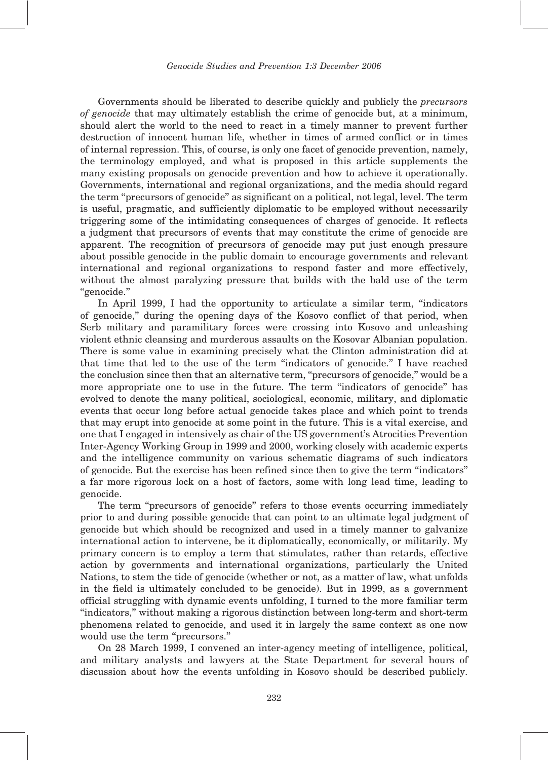Governments should be liberated to describe quickly and publicly the *precursors of genocide* that may ultimately establish the crime of genocide but, at a minimum, should alert the world to the need to react in a timely manner to prevent further destruction of innocent human life, whether in times of armed conflict or in times of internal repression. This, of course, is only one facet of genocide prevention, namely, the terminology employed, and what is proposed in this article supplements the many existing proposals on genocide prevention and how to achieve it operationally. Governments, international and regional organizations, and the media should regard the term "precursors of genocide" as significant on a political, not legal, level. The term is useful, pragmatic, and sufficiently diplomatic to be employed without necessarily triggering some of the intimidating consequences of charges of genocide. It reflects a judgment that precursors of events that may constitute the crime of genocide are apparent. The recognition of precursors of genocide may put just enough pressure about possible genocide in the public domain to encourage governments and relevant international and regional organizations to respond faster and more effectively, without the almost paralyzing pressure that builds with the bald use of the term "genocide."

In April 1999, I had the opportunity to articulate a similar term, "indicators of genocide," during the opening days of the Kosovo conflict of that period, when Serb military and paramilitary forces were crossing into Kosovo and unleashing violent ethnic cleansing and murderous assaults on the Kosovar Albanian population. There is some value in examining precisely what the Clinton administration did at that time that led to the use of the term "indicators of genocide." I have reached the conclusion since then that an alternative term, "precursors of genocide," would be a more appropriate one to use in the future. The term "indicators of genocide" has evolved to denote the many political, sociological, economic, military, and diplomatic events that occur long before actual genocide takes place and which point to trends that may erupt into genocide at some point in the future. This is a vital exercise, and one that I engaged in intensively as chair of the US government's Atrocities Prevention Inter-Agency Working Group in 1999 and 2000, working closely with academic experts and the intelligence community on various schematic diagrams of such indicators of genocide. But the exercise has been refined since then to give the term "indicators" a far more rigorous lock on a host of factors, some with long lead time, leading to genocide.

The term "precursors of genocide" refers to those events occurring immediately prior to and during possible genocide that can point to an ultimate legal judgment of genocide but which should be recognized and used in a timely manner to galvanize international action to intervene, be it diplomatically, economically, or militarily. My primary concern is to employ a term that stimulates, rather than retards, effective action by governments and international organizations, particularly the United Nations, to stem the tide of genocide (whether or not, as a matter of law, what unfolds in the field is ultimately concluded to be genocide). But in 1999, as a government official struggling with dynamic events unfolding, I turned to the more familiar term "indicators," without making a rigorous distinction between long-term and short-term phenomena related to genocide, and used it in largely the same context as one now would use the term "precursors."

On 28 March 1999, I convened an inter-agency meeting of intelligence, political, and military analysts and lawyers at the State Department for several hours of discussion about how the events unfolding in Kosovo should be described publicly.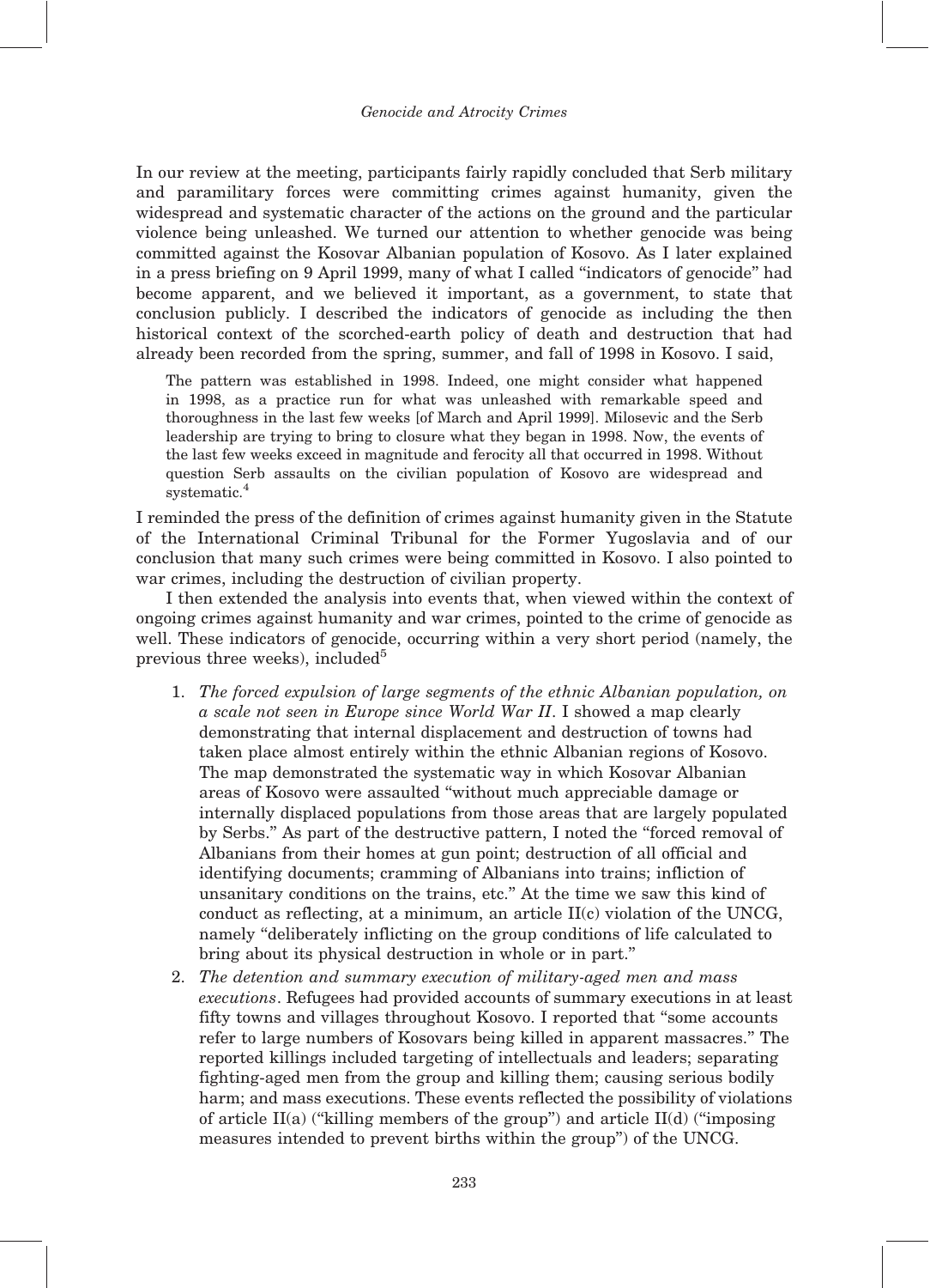In our review at the meeting, participants fairly rapidly concluded that Serb military and paramilitary forces were committing crimes against humanity, given the widespread and systematic character of the actions on the ground and the particular violence being unleashed. We turned our attention to whether genocide was being committed against the Kosovar Albanian population of Kosovo. As I later explained in a press briefing on 9 April 1999, many of what I called "indicators of genocide" had become apparent, and we believed it important, as a government, to state that conclusion publicly. I described the indicators of genocide as including the then historical context of the scorched-earth policy of death and destruction that had already been recorded from the spring, summer, and fall of 1998 in Kosovo. I said,

> The pattern was established in 1998. Indeed, one might consider what happened in 1998, as a practice run for what was unleashed with remarkable speed and thoroughness in the last few weeks [of March and April 1999]. Milosevic and the Serb leadership are trying to bring to closure what they began in 1998. Now, the events of the last few weeks exceed in magnitude and ferocity all that occurred in 1998. Without question Serb assaults on the civilian population of Kosovo are widespread and systematic.[4]

I reminded the press of the definition of crimes against humanity given in the Statute of the International Criminal Tribunal for the Former Yugoslavia and of our conclusion that many such crimes were being committed in Kosovo. I also pointed to war crimes, including the destruction of civilian property.

I then extended the analysis into events that, when viewed within the context of ongoing crimes against humanity and war crimes, pointed to the crime of genocide as well. These indicators of genocide, occurring within a very short period (namely, the previous three weeks), included[5]

1. *The forced expulsion of large segments of the ethnic Albanian population, on a scale not seen in Europe since World War II*. I showed a map clearly demonstrating that internal displacement and destruction of towns had taken place almost entirely within the ethnic Albanian regions of Kosovo. The map demonstrated the systematic way in which Kosovar Albanian areas of Kosovo were assaulted "without much appreciable damage or internally displaced populations from those areas that are largely populated by Serbs." As part of the destructive pattern, I noted the "forced removal of Albanians from their homes at gun point; destruction of all official and identifying documents; cramming of Albanians into trains; infliction of unsanitary conditions on the trains, etc." At the time we saw this kind of conduct as reflecting, at a minimum, an article II(c) violation of the UNCG, namely "deliberately inflicting on the group conditions of life calculated to bring about its physical destruction in whole or in part."
2. *The detention and summary execution of military-aged men and mass executions*. Refugees had provided accounts of summary executions in at least fifty towns and villages throughout Kosovo. I reported that "some accounts refer to large numbers of Kosovars being killed in apparent massacres." The reported killings included targeting of intellectuals and leaders; separating fighting-aged men from the group and killing them; causing serious bodily harm; and mass executions. These events reflected the possibility of violations of article II(a) ("killing members of the group") and article II(d) ("imposing measures intended to prevent births within the group") of the UNCG.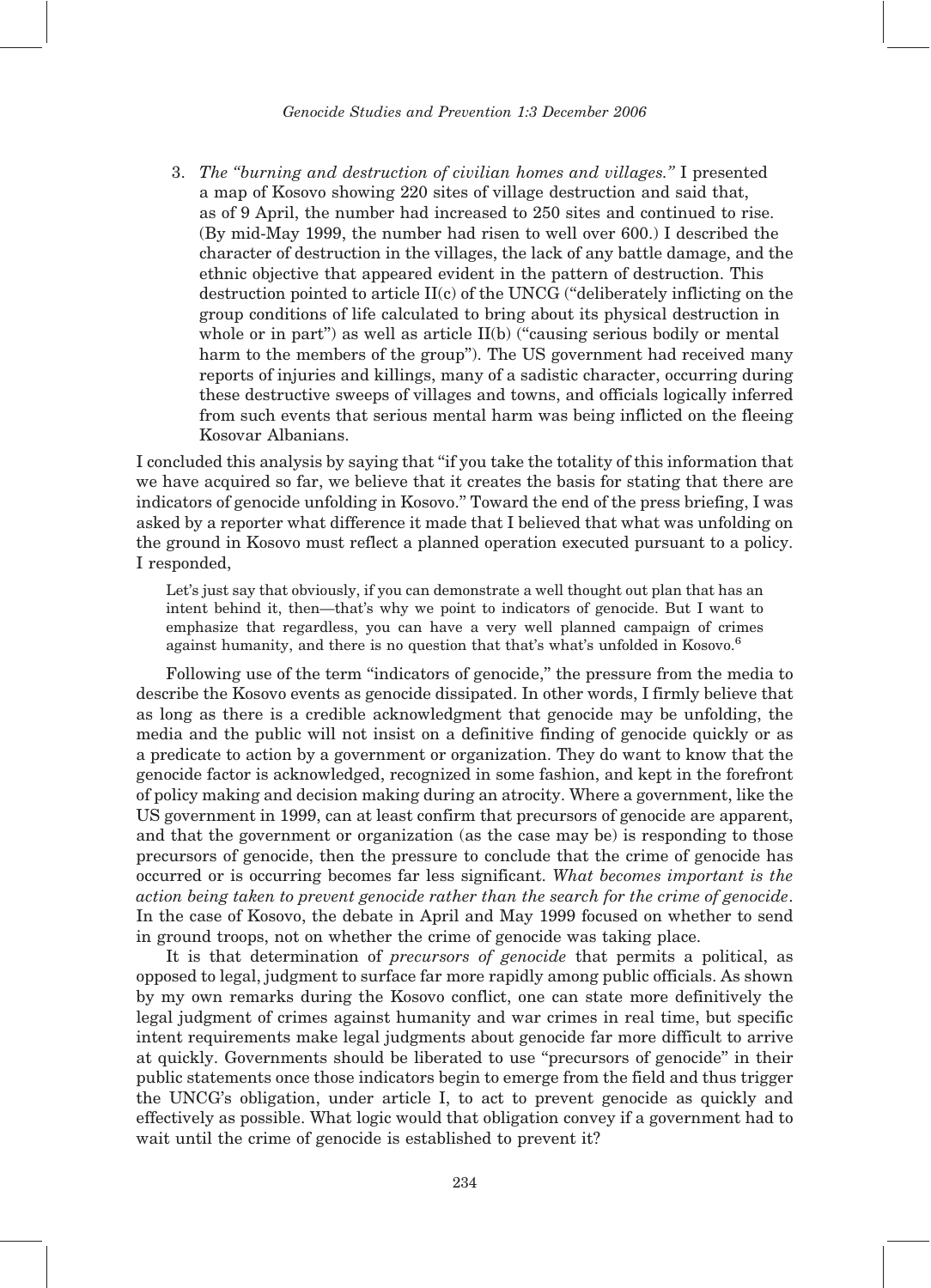3. *The "burning and destruction of civilian homes and villages."* I presented a map of Kosovo showing 220 sites of village destruction and said that, as of 9 April, the number had increased to 250 sites and continued to rise. (By mid-May 1999, the number had risen to well over 600.) I described the character of destruction in the villages, the lack of any battle damage, and the ethnic objective that appeared evident in the pattern of destruction. This destruction pointed to article II(c) of the UNCG ("deliberately inflicting on the group conditions of life calculated to bring about its physical destruction in whole or in part") as well as article II(b) ("causing serious bodily or mental harm to the members of the group"). The US government had received many reports of injuries and killings, many of a sadistic character, occurring during these destructive sweeps of villages and towns, and officials logically inferred from such events that serious mental harm was being inflicted on the fleeing Kosovar Albanians.

I concluded this analysis by saying that "if you take the totality of this information that we have acquired so far, we believe that it creates the basis for stating that there are indicators of genocide unfolding in Kosovo." Toward the end of the press briefing, I was asked by a reporter what difference it made that I believed that what was unfolding on the ground in Kosovo must reflect a planned operation executed pursuant to a policy. I responded,

> Let's just say that obviously, if you can demonstrate a well thought out plan that has an intent behind it, then—that's why we point to indicators of genocide. But I want to emphasize that regardless, you can have a very well planned campaign of crimes against humanity, and there is no question that that's what's unfolded in Kosovo.[6]

Following use of the term "indicators of genocide," the pressure from the media to describe the Kosovo events as genocide dissipated. In other words, I firmly believe that as long as there is a credible acknowledgment that genocide may be unfolding, the media and the public will not insist on a definitive finding of genocide quickly or as a predicate to action by a government or organization. They do want to know that the genocide factor is acknowledged, recognized in some fashion, and kept in the forefront of policy making and decision making during an atrocity. Where a government, like the US government in 1999, can at least confirm that precursors of genocide are apparent, and that the government or organization (as the case may be) is responding to those precursors of genocide, then the pressure to conclude that the crime of genocide has occurred or is occurring becomes far less significant. *What becomes important is the action being taken to prevent genocide rather than the search for the crime of genocide*. In the case of Kosovo, the debate in April and May 1999 focused on whether to send in ground troops, not on whether the crime of genocide was taking place.

It is that determination of *precursors of genocide* that permits a political, as opposed to legal, judgment to surface far more rapidly among public officials. As shown by my own remarks during the Kosovo conflict, one can state more definitively the legal judgment of crimes against humanity and war crimes in real time, but specific intent requirements make legal judgments about genocide far more difficult to arrive at quickly. Governments should be liberated to use "precursors of genocide" in their public statements once those indicators begin to emerge from the field and thus trigger the UNCG's obligation, under article I, to act to prevent genocide as quickly and effectively as possible. What logic would that obligation convey if a government had to wait until the crime of genocide is established to prevent it?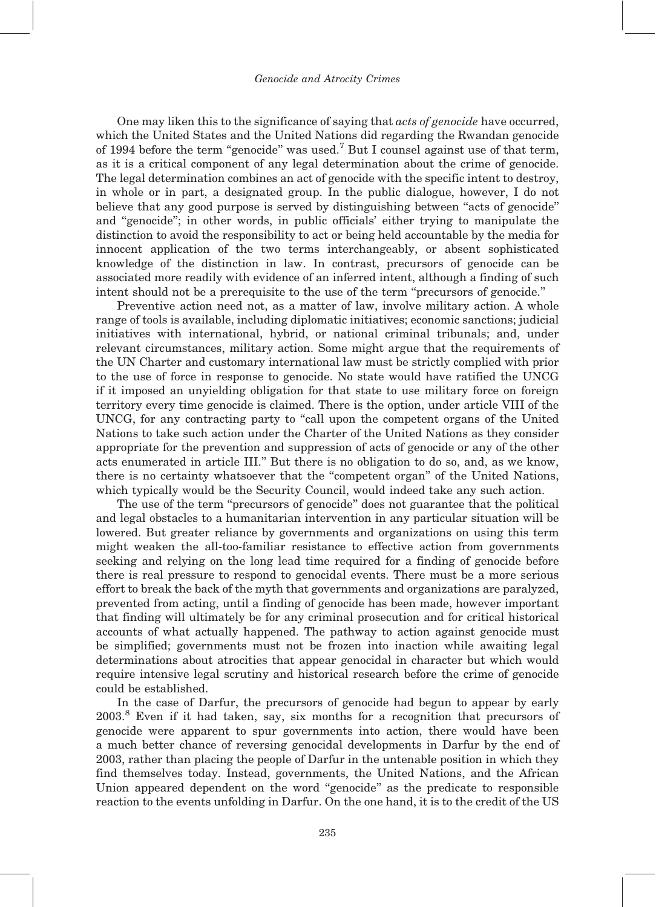One may liken this to the significance of saying that *acts of genocide* have occurred, which the United States and the United Nations did regarding the Rwandan genocide of 1994 before the term "genocide" was used.[7] But I counsel against use of that term, as it is a critical component of any legal determination about the crime of genocide. The legal determination combines an act of genocide with the specific intent to destroy, in whole or in part, a designated group. In the public dialogue, however, I do not believe that any good purpose is served by distinguishing between "acts of genocide" and "genocide"; in other words, in public officials' either trying to manipulate the distinction to avoid the responsibility to act or being held accountable by the media for innocent application of the two terms interchangeably, or absent sophisticated knowledge of the distinction in law. In contrast, precursors of genocide can be associated more readily with evidence of an inferred intent, although a finding of such intent should not be a prerequisite to the use of the term "precursors of genocide."

Preventive action need not, as a matter of law, involve military action. A whole range of tools is available, including diplomatic initiatives; economic sanctions; judicial initiatives with international, hybrid, or national criminal tribunals; and, under relevant circumstances, military action. Some might argue that the requirements of the UN Charter and customary international law must be strictly complied with prior to the use of force in response to genocide. No state would have ratified the UNCG if it imposed an unyielding obligation for that state to use military force on foreign territory every time genocide is claimed. There is the option, under article VIII of the UNCG, for any contracting party to "call upon the competent organs of the United Nations to take such action under the Charter of the United Nations as they consider appropriate for the prevention and suppression of acts of genocide or any of the other acts enumerated in article III." But there is no obligation to do so, and, as we know, there is no certainty whatsoever that the "competent organ" of the United Nations, which typically would be the Security Council, would indeed take any such action.

The use of the term "precursors of genocide" does not guarantee that the political and legal obstacles to a humanitarian intervention in any particular situation will be lowered. But greater reliance by governments and organizations on using this term might weaken the all-too-familiar resistance to effective action from governments seeking and relying on the long lead time required for a finding of genocide before there is real pressure to respond to genocidal events. There must be a more serious effort to break the back of the myth that governments and organizations are paralyzed, prevented from acting, until a finding of genocide has been made, however important that finding will ultimately be for any criminal prosecution and for critical historical accounts of what actually happened. The pathway to action against genocide must be simplified; governments must not be frozen into inaction while awaiting legal determinations about atrocities that appear genocidal in character but which would require intensive legal scrutiny and historical research before the crime of genocide could be established.

In the case of Darfur, the precursors of genocide had begun to appear by early 2003.[8] Even if it had taken, say, six months for a recognition that precursors of genocide were apparent to spur governments into action, there would have been a much better chance of reversing genocidal developments in Darfur by the end of 2003, rather than placing the people of Darfur in the untenable position in which they find themselves today. Instead, governments, the United Nations, and the African Union appeared dependent on the word "genocide" as the predicate to responsible reaction to the events unfolding in Darfur. On the one hand, it is to the credit of the US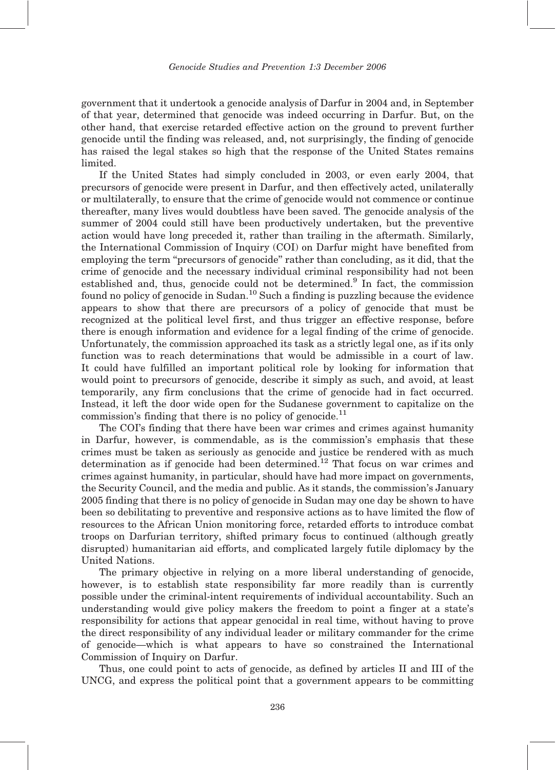government that it undertook a genocide analysis of Darfur in 2004 and, in September of that year, determined that genocide was indeed occurring in Darfur. But, on the other hand, that exercise retarded effective action on the ground to prevent further genocide until the finding was released, and, not surprisingly, the finding of genocide has raised the legal stakes so high that the response of the United States remains limited.

If the United States had simply concluded in 2003, or even early 2004, that precursors of genocide were present in Darfur, and then effectively acted, unilaterally or multilaterally, to ensure that the crime of genocide would not commence or continue thereafter, many lives would doubtless have been saved. The genocide analysis of the summer of 2004 could still have been productively undertaken, but the preventive action would have long preceded it, rather than trailing in the aftermath. Similarly, the International Commission of Inquiry (COI) on Darfur might have benefited from employing the term "precursors of genocide" rather than concluding, as it did, that the crime of genocide and the necessary individual criminal responsibility had not been established and, thus, genocide could not be determined.[9] In fact, the commission found no policy of genocide in Sudan.[10] Such a finding is puzzling because the evidence appears to show that there are precursors of a policy of genocide that must be recognized at the political level first, and thus trigger an effective response, before there is enough information and evidence for a legal finding of the crime of genocide. Unfortunately, the commission approached its task as a strictly legal one, as if its only function was to reach determinations that would be admissible in a court of law. It could have fulfilled an important political role by looking for information that would point to precursors of genocide, describe it simply as such, and avoid, at least temporarily, any firm conclusions that the crime of genocide had in fact occurred. Instead, it left the door wide open for the Sudanese government to capitalize on the commission's finding that there is no policy of genocide.[11]

The COI's finding that there have been war crimes and crimes against humanity in Darfur, however, is commendable, as is the commission's emphasis that these crimes must be taken as seriously as genocide and justice be rendered with as much determination as if genocide had been determined.[12] That focus on war crimes and crimes against humanity, in particular, should have had more impact on governments, the Security Council, and the media and public. As it stands, the commission's January 2005 finding that there is no policy of genocide in Sudan may one day be shown to have been so debilitating to preventive and responsive actions as to have limited the flow of resources to the African Union monitoring force, retarded efforts to introduce combat troops on Darfurian territory, shifted primary focus to continued (although greatly disrupted) humanitarian aid efforts, and complicated largely futile diplomacy by the United Nations.

The primary objective in relying on a more liberal understanding of genocide, however, is to establish state responsibility far more readily than is currently possible under the criminal-intent requirements of individual accountability. Such an understanding would give policy makers the freedom to point a finger at a state's responsibility for actions that appear genocidal in real time, without having to prove the direct responsibility of any individual leader or military commander for the crime of genocide—which is what appears to have so constrained the International Commission of Inquiry on Darfur.

Thus, one could point to acts of genocide, as defined by articles II and III of the UNCG, and express the political point that a government appears to be committing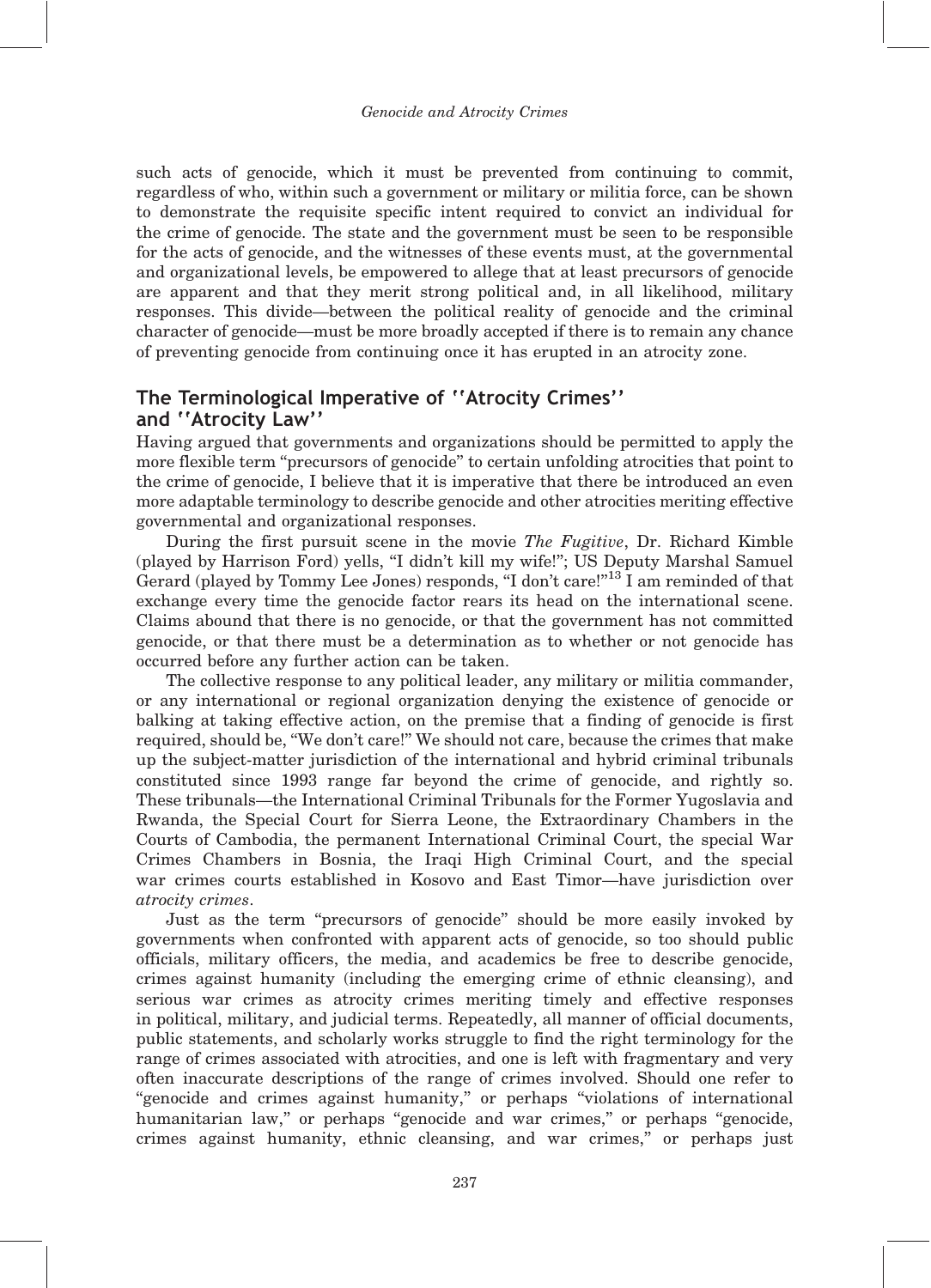such acts of genocide, which it must be prevented from continuing to commit, regardless of who, within such a government or military or militia force, can be shown to demonstrate the requisite specific intent required to convict an individual for the crime of genocide. The state and the government must be seen to be responsible for the acts of genocide, and the witnesses of these events must, at the governmental and organizational levels, be empowered to allege that at least precursors of genocide are apparent and that they merit strong political and, in all likelihood, military responses. This divide—between the political reality of genocide and the criminal character of genocide—must be more broadly accepted if there is to remain any chance of preventing genocide from continuing once it has erupted in an atrocity zone.

## The Terminological Imperative of ''Atrocity Crimes'' and ''Atrocity Law''

Having argued that governments and organizations should be permitted to apply the more flexible term "precursors of genocide" to certain unfolding atrocities that point to the crime of genocide, I believe that it is imperative that there be introduced an even more adaptable terminology to describe genocide and other atrocities meriting effective governmental and organizational responses.

During the first pursuit scene in the movie *The Fugitive*, Dr. Richard Kimble (played by Harrison Ford) yells, "I didn't kill my wife!"; US Deputy Marshal Samuel Gerard (played by Tommy Lee Jones) responds, "I don't care!"[13] I am reminded of that exchange every time the genocide factor rears its head on the international scene. Claims abound that there is no genocide, or that the government has not committed genocide, or that there must be a determination as to whether or not genocide has occurred before any further action can be taken.

The collective response to any political leader, any military or militia commander, or any international or regional organization denying the existence of genocide or balking at taking effective action, on the premise that a finding of genocide is first required, should be, "We don't care!" We should not care, because the crimes that make up the subject-matter jurisdiction of the international and hybrid criminal tribunals constituted since 1993 range far beyond the crime of genocide, and rightly so. These tribunals—the International Criminal Tribunals for the Former Yugoslavia and Rwanda, the Special Court for Sierra Leone, the Extraordinary Chambers in the Courts of Cambodia, the permanent International Criminal Court, the special War Crimes Chambers in Bosnia, the Iraqi High Criminal Court, and the special war crimes courts established in Kosovo and East Timor—have jurisdiction over *atrocity crimes*.

Just as the term "precursors of genocide" should be more easily invoked by governments when confronted with apparent acts of genocide, so too should public officials, military officers, the media, and academics be free to describe genocide, crimes against humanity (including the emerging crime of ethnic cleansing), and serious war crimes as atrocity crimes meriting timely and effective responses in political, military, and judicial terms. Repeatedly, all manner of official documents, public statements, and scholarly works struggle to find the right terminology for the range of crimes associated with atrocities, and one is left with fragmentary and very often inaccurate descriptions of the range of crimes involved. Should one refer to "genocide and crimes against humanity," or perhaps "violations of international humanitarian law," or perhaps "genocide and war crimes," or perhaps "genocide, crimes against humanity, ethnic cleansing, and war crimes," or perhaps just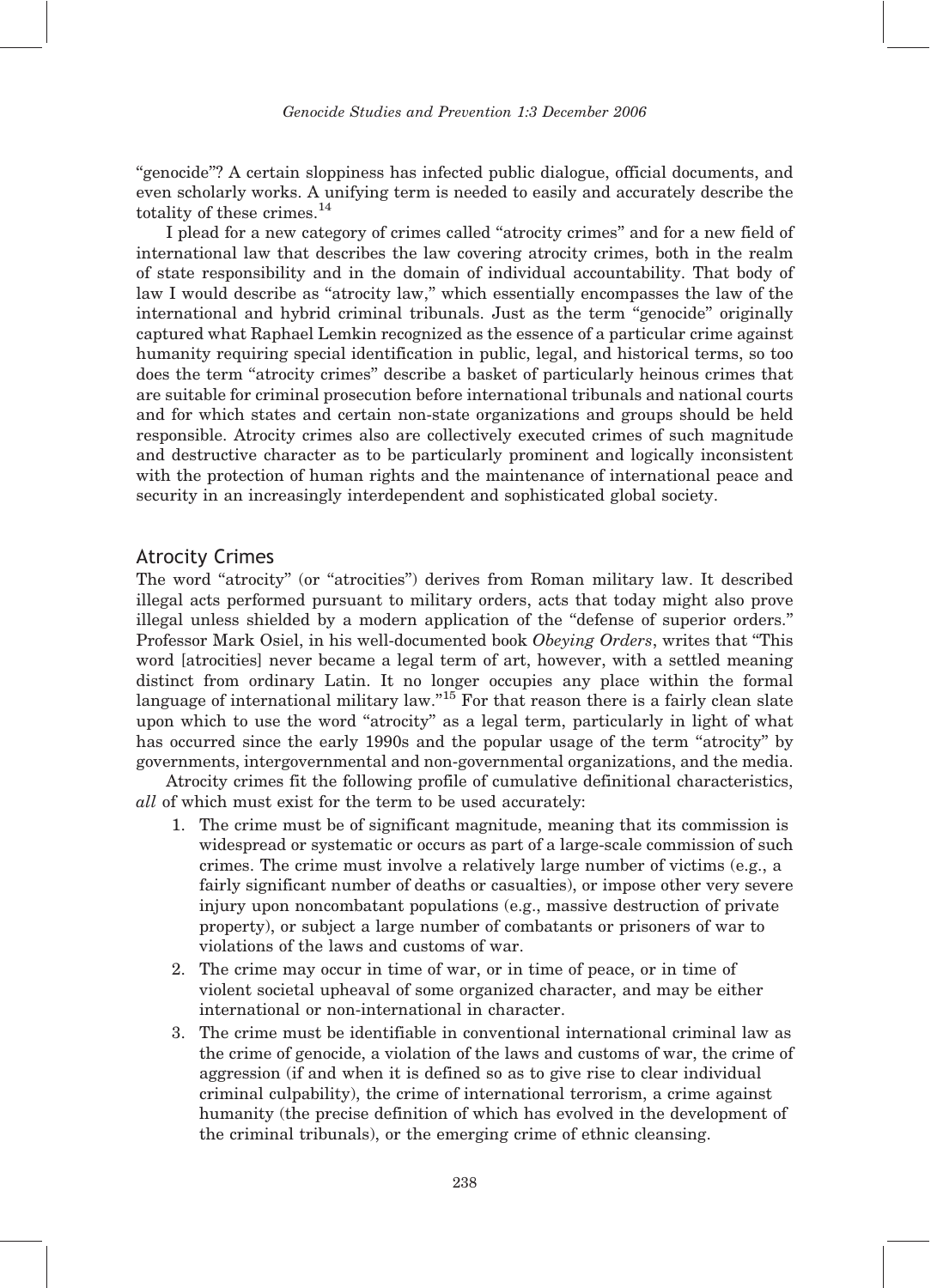"genocide"? A certain sloppiness has infected public dialogue, official documents, and even scholarly works. A unifying term is needed to easily and accurately describe the totality of these crimes.[14]

I plead for a new category of crimes called "atrocity crimes" and for a new field of international law that describes the law covering atrocity crimes, both in the realm of state responsibility and in the domain of individual accountability. That body of law I would describe as "atrocity law," which essentially encompasses the law of the international and hybrid criminal tribunals. Just as the term "genocide" originally captured what Raphael Lemkin recognized as the essence of a particular crime against humanity requiring special identification in public, legal, and historical terms, so too does the term "atrocity crimes" describe a basket of particularly heinous crimes that are suitable for criminal prosecution before international tribunals and national courts and for which states and certain non-state organizations and groups should be held responsible. Atrocity crimes also are collectively executed crimes of such magnitude and destructive character as to be particularly prominent and logically inconsistent with the protection of human rights and the maintenance of international peace and security in an increasingly interdependent and sophisticated global society.

## Atrocity Crimes

The word "atrocity" (or "atrocities") derives from Roman military law. It described illegal acts performed pursuant to military orders, acts that today might also prove illegal unless shielded by a modern application of the "defense of superior orders." Professor Mark Osiel, in his well-documented book *Obeying Orders*, writes that "This word [atrocities] never became a legal term of art, however, with a settled meaning distinct from ordinary Latin. It no longer occupies any place within the formal language of international military law."[15] For that reason there is a fairly clean slate upon which to use the word "atrocity" as a legal term, particularly in light of what has occurred since the early 1990s and the popular usage of the term "atrocity" by governments, intergovernmental and non-governmental organizations, and the media.

Atrocity crimes fit the following profile of cumulative definitional characteristics, *all* of which must exist for the term to be used accurately:

1. The crime must be of significant magnitude, meaning that its commission is widespread or systematic or occurs as part of a large-scale commission of such crimes. The crime must involve a relatively large number of victims (e.g., a fairly significant number of deaths or casualties), or impose other very severe injury upon noncombatant populations (e.g., massive destruction of private property), or subject a large number of combatants or prisoners of war to violations of the laws and customs of war.
2. The crime may occur in time of war, or in time of peace, or in time of violent societal upheaval of some organized character, and may be either international or non-international in character.
3. The crime must be identifiable in conventional international criminal law as the crime of genocide, a violation of the laws and customs of war, the crime of aggression (if and when it is defined so as to give rise to clear individual criminal culpability), the crime of international terrorism, a crime against humanity (the precise definition of which has evolved in the development of the criminal tribunals), or the emerging crime of ethnic cleansing.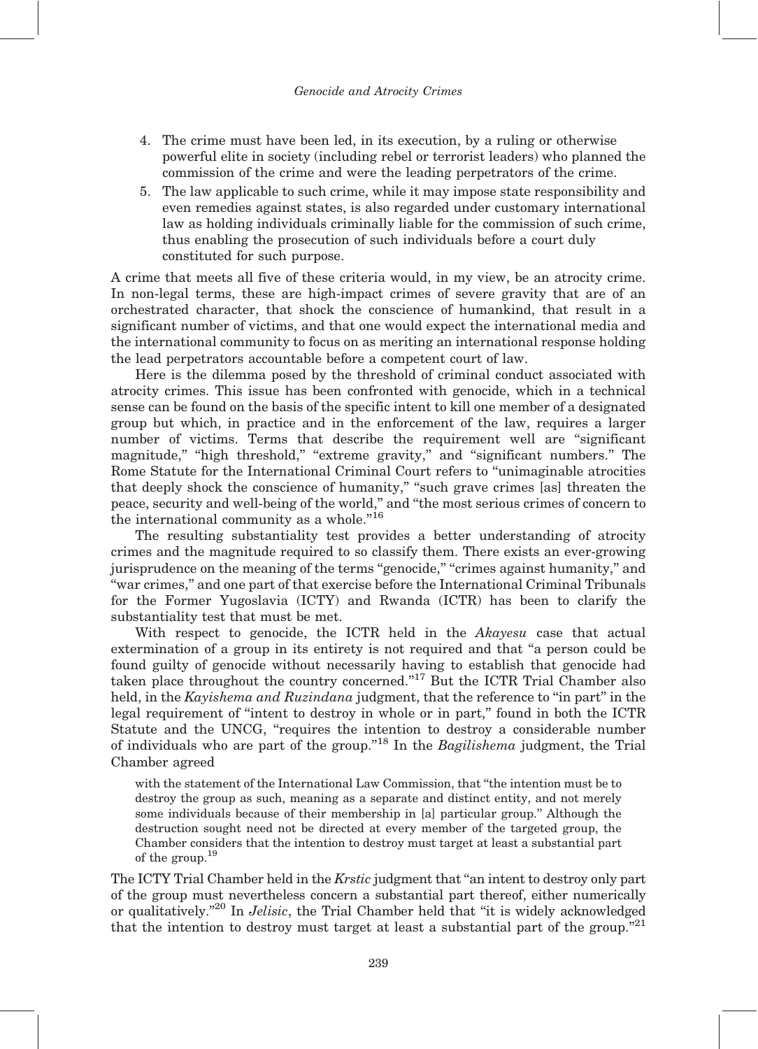4. The crime must have been led, in its execution, by a ruling or otherwise powerful elite in society (including rebel or terrorist leaders) who planned the commission of the crime and were the leading perpetrators of the crime.
5. The law applicable to such crime, while it may impose state responsibility and even remedies against states, is also regarded under customary international law as holding individuals criminally liable for the commission of such crime, thus enabling the prosecution of such individuals before a court duly constituted for such purpose.

A crime that meets all five of these criteria would, in my view, be an atrocity crime. In non-legal terms, these are high-impact crimes of severe gravity that are of an orchestrated character, that shock the conscience of humankind, that result in a significant number of victims, and that one would expect the international media and the international community to focus on as meriting an international response holding the lead perpetrators accountable before a competent court of law.

Here is the dilemma posed by the threshold of criminal conduct associated with atrocity crimes. This issue has been confronted with genocide, which in a technical sense can be found on the basis of the specific intent to kill one member of a designated group but which, in practice and in the enforcement of the law, requires a larger number of victims. Terms that describe the requirement well are "significant magnitude," "high threshold," "extreme gravity," and "significant numbers." The Rome Statute for the International Criminal Court refers to "unimaginable atrocities that deeply shock the conscience of humanity," "such grave crimes [as] threaten the peace, security and well-being of the world," and "the most serious crimes of concern to the international community as a whole."[16]

The resulting substantiality test provides a better understanding of atrocity crimes and the magnitude required to so classify them. There exists an ever-growing jurisprudence on the meaning of the terms "genocide," "crimes against humanity," and "war crimes," and one part of that exercise before the International Criminal Tribunals for the Former Yugoslavia (ICTY) and Rwanda (ICTR) has been to clarify the substantiality test that must be met.

With respect to genocide, the ICTR held in the *Akayesu* case that actual extermination of a group in its entirety is not required and that "a person could be found guilty of genocide without necessarily having to establish that genocide had taken place throughout the country concerned."[17] But the ICTR Trial Chamber also held, in the *Kayishema and Ruzindana* judgment, that the reference to "in part" in the legal requirement of "intent to destroy in whole or in part," found in both the ICTR Statute and the UNCG, "requires the intention to destroy a considerable number of individuals who are part of the group."[18] In the *Bagilishema* judgment, the Trial Chamber agreed

> with the statement of the International Law Commission, that "the intention must be to destroy the group as such, meaning as a separate and distinct entity, and not merely some individuals because of their membership in [a] particular group." Although the destruction sought need not be directed at every member of the targeted group, the Chamber considers that the intention to destroy must target at least a substantial part of the group.[19]

The ICTY Trial Chamber held in the *Krstic* judgment that "an intent to destroy only part of the group must nevertheless concern a substantial part thereof, either numerically or qualitatively."[20] In *Jelisic*, the Trial Chamber held that "it is widely acknowledged that the intention to destroy must target at least a substantial part of the group."[21]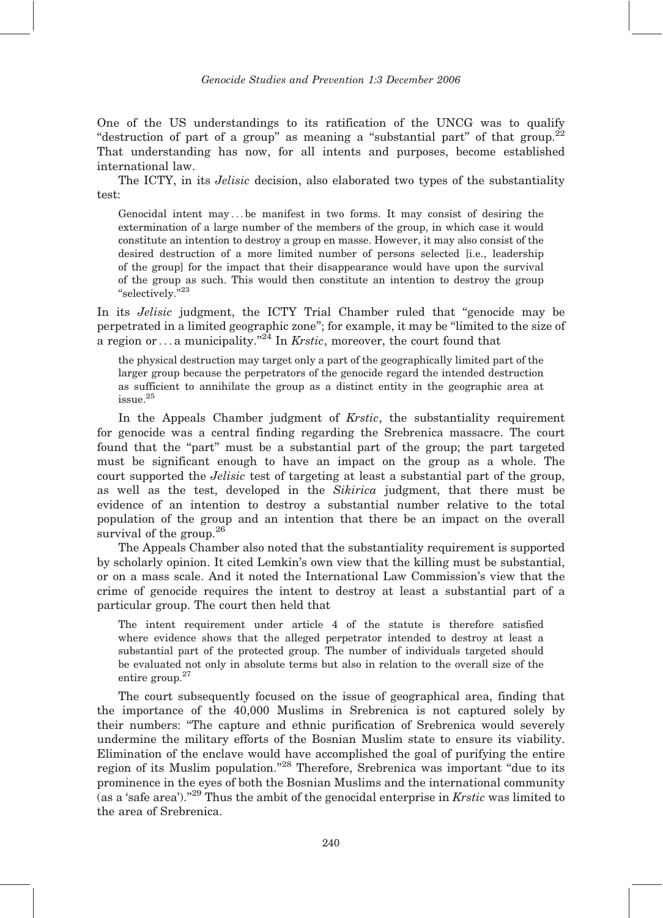One of the US understandings to its ratification of the UNCG was to qualify "destruction of part of a group" as meaning a "substantial part" of that group.[22] That understanding has now, for all intents and purposes, become established international law.

The ICTY, in its *Jelisic* decision, also elaborated two types of the substantiality test:

> Genocidal intent may ... be manifest in two forms. It may consist of desiring the extermination of a large number of the members of the group, in which case it would constitute an intention to destroy a group en masse. However, it may also consist of the desired destruction of a more limited number of persons selected [i.e., leadership of the group] for the impact that their disappearance would have upon the survival of the group as such. This would then constitute an intention to destroy the group "selectively."[23]

In its *Jelisic* judgment, the ICTY Trial Chamber ruled that "genocide may be perpetrated in a limited geographic zone"; for example, it may be "limited to the size of a region or ... a municipality."[24] In *Krstic*, moreover, the court found that

> the physical destruction may target only a part of the geographically limited part of the larger group because the perpetrators of the genocide regard the intended destruction as sufficient to annihilate the group as a distinct entity in the geographic area at issue.[25]

In the Appeals Chamber judgment of *Krstic*, the substantiality requirement for genocide was a central finding regarding the Srebrenica massacre. The court found that the "part" must be a substantial part of the group; the part targeted must be significant enough to have an impact on the group as a whole. The court supported the *Jelisic* test of targeting at least a substantial part of the group, as well as the test, developed in the *Sikirica* judgment, that there must be evidence of an intention to destroy a substantial number relative to the total population of the group and an intention that there be an impact on the overall survival of the group.[26]

The Appeals Chamber also noted that the substantiality requirement is supported by scholarly opinion. It cited Lemkin's own view that the killing must be substantial, or on a mass scale. And it noted the International Law Commission's view that the crime of genocide requires the intent to destroy at least a substantial part of a particular group. The court then held that

> The intent requirement under article 4 of the statute is therefore satisfied where evidence shows that the alleged perpetrator intended to destroy at least a substantial part of the protected group. The number of individuals targeted should be evaluated not only in absolute terms but also in relation to the overall size of the entire group.[27]

The court subsequently focused on the issue of geographical area, finding that the importance of the 40,000 Muslims in Srebrenica is not captured solely by their numbers: "The capture and ethnic purification of Srebrenica would severely undermine the military efforts of the Bosnian Muslim state to ensure its viability. Elimination of the enclave would have accomplished the goal of purifying the entire region of its Muslim population."[28] Therefore, Srebrenica was important "due to its prominence in the eyes of both the Bosnian Muslims and the international community (as a 'safe area')."[29] Thus the ambit of the genocidal enterprise in *Krstic* was limited to the area of Srebrenica.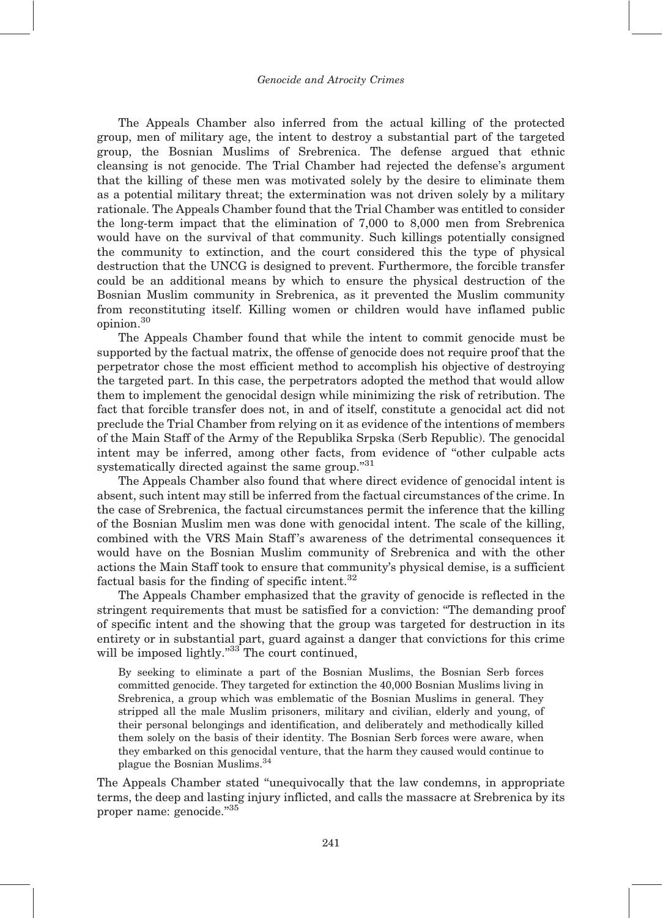The Appeals Chamber also inferred from the actual killing of the protected group, men of military age, the intent to destroy a substantial part of the targeted group, the Bosnian Muslims of Srebrenica. The defense argued that ethnic cleansing is not genocide. The Trial Chamber had rejected the defense's argument that the killing of these men was motivated solely by the desire to eliminate them as a potential military threat; the extermination was not driven solely by a military rationale. The Appeals Chamber found that the Trial Chamber was entitled to consider the long-term impact that the elimination of 7,000 to 8,000 men from Srebrenica would have on the survival of that community. Such killings potentially consigned the community to extinction, and the court considered this the type of physical destruction that the UNCG is designed to prevent. Furthermore, the forcible transfer could be an additional means by which to ensure the physical destruction of the Bosnian Muslim community in Srebrenica, as it prevented the Muslim community from reconstituting itself. Killing women or children would have inflamed public opinion.[30]

The Appeals Chamber found that while the intent to commit genocide must be supported by the factual matrix, the offense of genocide does not require proof that the perpetrator chose the most efficient method to accomplish his objective of destroying the targeted part. In this case, the perpetrators adopted the method that would allow them to implement the genocidal design while minimizing the risk of retribution. The fact that forcible transfer does not, in and of itself, constitute a genocidal act did not preclude the Trial Chamber from relying on it as evidence of the intentions of members of the Main Staff of the Army of the Republika Srpska (Serb Republic). The genocidal intent may be inferred, among other facts, from evidence of "other culpable acts systematically directed against the same group."[31]

The Appeals Chamber also found that where direct evidence of genocidal intent is absent, such intent may still be inferred from the factual circumstances of the crime. In the case of Srebrenica, the factual circumstances permit the inference that the killing of the Bosnian Muslim men was done with genocidal intent. The scale of the killing, combined with the VRS Main Staff's awareness of the detrimental consequences it would have on the Bosnian Muslim community of Srebrenica and with the other actions the Main Staff took to ensure that community's physical demise, is a sufficient factual basis for the finding of specific intent.[32]

The Appeals Chamber emphasized that the gravity of genocide is reflected in the stringent requirements that must be satisfied for a conviction: "The demanding proof of specific intent and the showing that the group was targeted for destruction in its entirety or in substantial part, guard against a danger that convictions for this crime will be imposed lightly."[33] The court continued,

> By seeking to eliminate a part of the Bosnian Muslims, the Bosnian Serb forces committed genocide. They targeted for extinction the 40,000 Bosnian Muslims living in Srebrenica, a group which was emblematic of the Bosnian Muslims in general. They stripped all the male Muslim prisoners, military and civilian, elderly and young, of their personal belongings and identification, and deliberately and methodically killed them solely on the basis of their identity. The Bosnian Serb forces were aware, when they embarked on this genocidal venture, that the harm they caused would continue to plague the Bosnian Muslims.[34]

The Appeals Chamber stated "unequivocally that the law condemns, in appropriate terms, the deep and lasting injury inflicted, and calls the massacre at Srebrenica by its proper name: genocide."[35]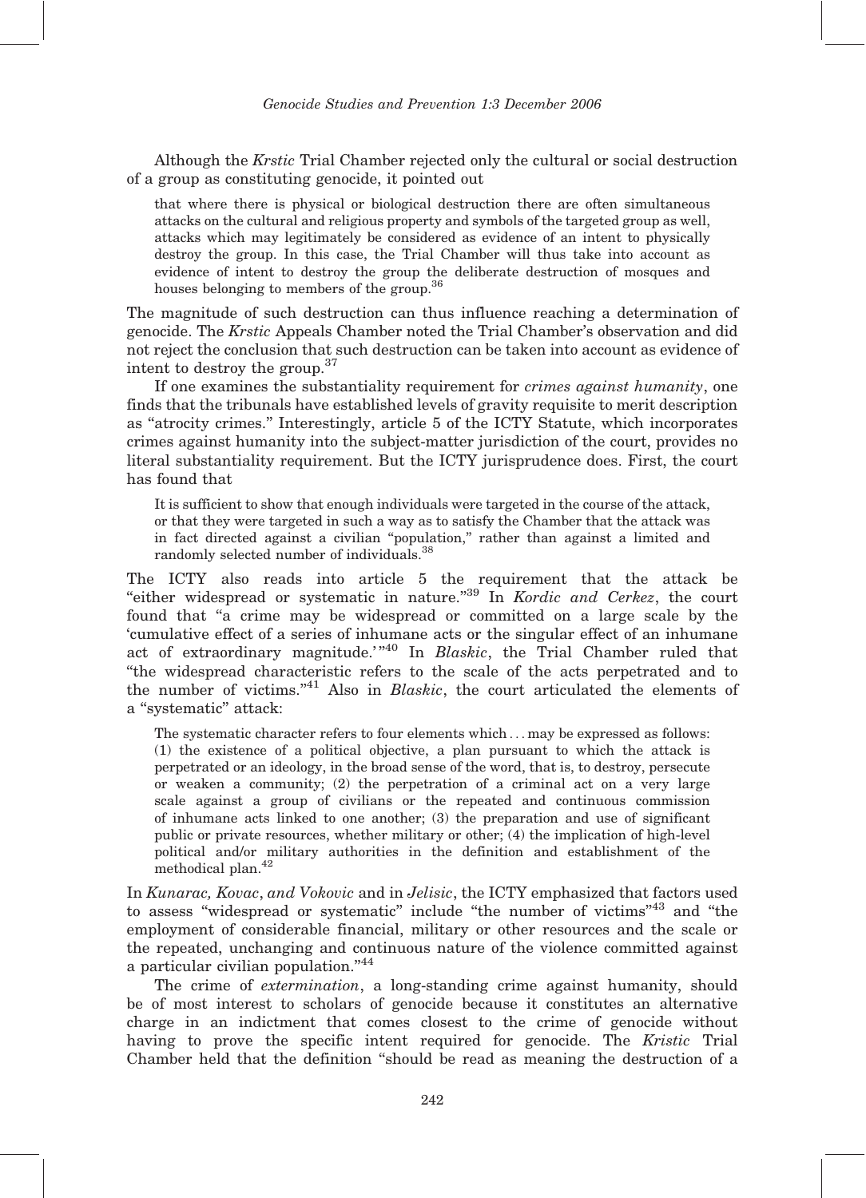Although the *Krstic* Trial Chamber rejected only the cultural or social destruction of a group as constituting genocide, it pointed out

> that where there is physical or biological destruction there are often simultaneous attacks on the cultural and religious property and symbols of the targeted group as well, attacks which may legitimately be considered as evidence of an intent to physically destroy the group. In this case, the Trial Chamber will thus take into account as evidence of intent to destroy the group the deliberate destruction of mosques and houses belonging to members of the group.[36]

The magnitude of such destruction can thus influence reaching a determination of genocide. The *Krstic* Appeals Chamber noted the Trial Chamber's observation and did not reject the conclusion that such destruction can be taken into account as evidence of intent to destroy the group.[37]

If one examines the substantiality requirement for *crimes against humanity*, one finds that the tribunals have established levels of gravity requisite to merit description as "atrocity crimes." Interestingly, article 5 of the ICTY Statute, which incorporates crimes against humanity into the subject-matter jurisdiction of the court, provides no literal substantiality requirement. But the ICTY jurisprudence does. First, the court has found that

> It is sufficient to show that enough individuals were targeted in the course of the attack, or that they were targeted in such a way as to satisfy the Chamber that the attack was in fact directed against a civilian "population," rather than against a limited and randomly selected number of individuals.[38]

The ICTY also reads into article 5 the requirement that the attack be "either widespread or systematic in nature."[39] In *Kordic and Cerkez*, the court found that "a crime may be widespread or committed on a large scale by the 'cumulative effect of a series of inhumane acts or the singular effect of an inhumane act of extraordinary magnitude.'"[40] In *Blaskic*, the Trial Chamber ruled that "the widespread characteristic refers to the scale of the acts perpetrated and to the number of victims."[41] Also in *Blaskic*, the court articulated the elements of a "systematic" attack:

> The systematic character refers to four elements which ... may be expressed as follows: (1) the existence of a political objective, a plan pursuant to which the attack is perpetrated or an ideology, in the broad sense of the word, that is, to destroy, persecute or weaken a community; (2) the perpetration of a criminal act on a very large scale against a group of civilians or the repeated and continuous commission of inhumane acts linked to one another; (3) the preparation and use of significant public or private resources, whether military or other; (4) the implication of high-level political and/or military authorities in the definition and establishment of the methodical plan.[42]

In *Kunarac, Kovac, and Vokovic* and in *Jelisic*, the ICTY emphasized that factors used to assess "widespread or systematic" include "the number of victims"[43] and "the employment of considerable financial, military or other resources and the scale or the repeated, unchanging and continuous nature of the violence committed against a particular civilian population."[44]

The crime of *extermination*, a long-standing crime against humanity, should be of most interest to scholars of genocide because it constitutes an alternative charge in an indictment that comes closest to the crime of genocide without having to prove the specific intent required for genocide. The *Kristic* Trial Chamber held that the definition "should be read as meaning the destruction of a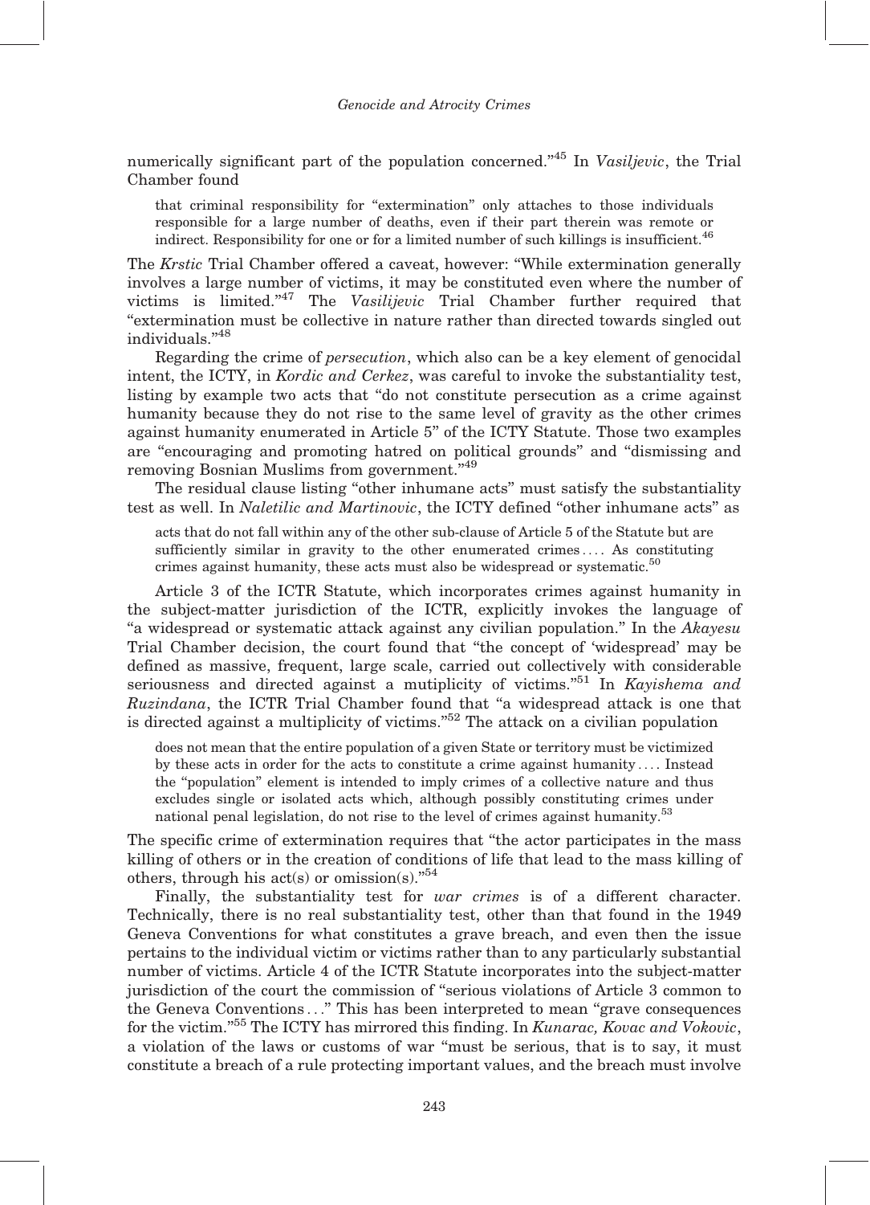numerically significant part of the population concerned."[45] In *Vasiljevic*, the Trial Chamber found

> that criminal responsibility for "extermination" only attaches to those individuals responsible for a large number of deaths, even if their part therein was remote or indirect. Responsibility for one or for a limited number of such killings is insufficient.[46]

The *Krstic* Trial Chamber offered a caveat, however: "While extermination generally involves a large number of victims, it may be constituted even where the number of victims is limited."[47] The *Vasilijevic* Trial Chamber further required that "extermination must be collective in nature rather than directed towards singled out individuals."[48]

Regarding the crime of *persecution*, which also can be a key element of genocidal intent, the ICTY, in *Kordic and Cerkez*, was careful to invoke the substantiality test, listing by example two acts that "do not constitute persecution as a crime against humanity because they do not rise to the same level of gravity as the other crimes against humanity enumerated in Article 5" of the ICTY Statute. Those two examples are "encouraging and promoting hatred on political grounds" and "dismissing and removing Bosnian Muslims from government."[49]

The residual clause listing "other inhumane acts" must satisfy the substantiality test as well. In *Naletilic and Martinovic*, the ICTY defined "other inhumane acts" as

> acts that do not fall within any of the other sub-clause of Article 5 of the Statute but are sufficiently similar in gravity to the other enumerated crimes .... As constituting crimes against humanity, these acts must also be widespread or systematic.[50]

Article 3 of the ICTR Statute, which incorporates crimes against humanity in the subject-matter jurisdiction of the ICTR, explicitly invokes the language of "a widespread or systematic attack against any civilian population." In the *Akayesu* Trial Chamber decision, the court found that "the concept of 'widespread' may be defined as massive, frequent, large scale, carried out collectively with considerable seriousness and directed against a mutiplicity of victims."[51] In *Kayishema and Ruzindana*, the ICTR Trial Chamber found that "a widespread attack is one that is directed against a multiplicity of victims."[52] The attack on a civilian population

> does not mean that the entire population of a given State or territory must be victimized by these acts in order for the acts to constitute a crime against humanity .... Instead the "population" element is intended to imply crimes of a collective nature and thus excludes single or isolated acts which, although possibly constituting crimes under national penal legislation, do not rise to the level of crimes against humanity.[53]

The specific crime of extermination requires that "the actor participates in the mass killing of others or in the creation of conditions of life that lead to the mass killing of others, through his act(s) or omission(s)."[54]

Finally, the substantiality test for *war crimes* is of a different character. Technically, there is no real substantiality test, other than that found in the 1949 Geneva Conventions for what constitutes a grave breach, and even then the issue pertains to the individual victim or victims rather than to any particularly substantial number of victims. Article 4 of the ICTR Statute incorporates into the subject-matter jurisdiction of the court the commission of "serious violations of Article 3 common to the Geneva Conventions ..." This has been interpreted to mean "grave consequences for the victim."[55] The ICTY has mirrored this finding. In *Kunarac, Kovac and Vokovic*, a violation of the laws or customs of war "must be serious, that is to say, it must constitute a breach of a rule protecting important values, and the breach must involve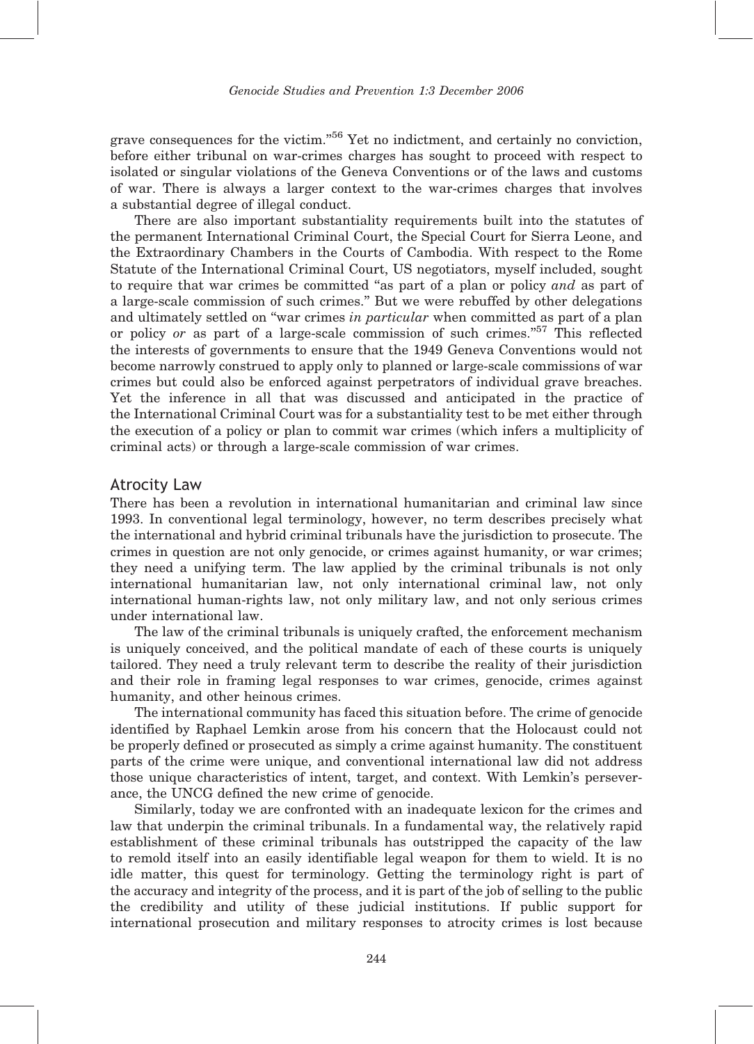grave consequences for the victim."[56] Yet no indictment, and certainly no conviction, before either tribunal on war-crimes charges has sought to proceed with respect to isolated or singular violations of the Geneva Conventions or of the laws and customs of war. There is always a larger context to the war-crimes charges that involves a substantial degree of illegal conduct.

There are also important substantiality requirements built into the statutes of the permanent International Criminal Court, the Special Court for Sierra Leone, and the Extraordinary Chambers in the Courts of Cambodia. With respect to the Rome Statute of the International Criminal Court, US negotiators, myself included, sought to require that war crimes be committed "as part of a plan or policy *and* as part of a large-scale commission of such crimes." But we were rebuffed by other delegations and ultimately settled on "war crimes *in particular* when committed as part of a plan or policy *or* as part of a large-scale commission of such crimes."[57] This reflected the interests of governments to ensure that the 1949 Geneva Conventions would not become narrowly construed to apply only to planned or large-scale commissions of war crimes but could also be enforced against perpetrators of individual grave breaches. Yet the inference in all that was discussed and anticipated in the practice of the International Criminal Court was for a substantiality test to be met either through the execution of a policy or plan to commit war crimes (which infers a multiplicity of criminal acts) or through a large-scale commission of war crimes.

## Atrocity Law

There has been a revolution in international humanitarian and criminal law since 1993. In conventional legal terminology, however, no term describes precisely what the international and hybrid criminal tribunals have the jurisdiction to prosecute. The crimes in question are not only genocide, or crimes against humanity, or war crimes; they need a unifying term. The law applied by the criminal tribunals is not only international humanitarian law, not only international criminal law, not only international human-rights law, not only military law, and not only serious crimes under international law.

The law of the criminal tribunals is uniquely crafted, the enforcement mechanism is uniquely conceived, and the political mandate of each of these courts is uniquely tailored. They need a truly relevant term to describe the reality of their jurisdiction and their role in framing legal responses to war crimes, genocide, crimes against humanity, and other heinous crimes.

The international community has faced this situation before. The crime of genocide identified by Raphael Lemkin arose from his concern that the Holocaust could not be properly defined or prosecuted as simply a crime against humanity. The constituent parts of the crime were unique, and conventional international law did not address those unique characteristics of intent, target, and context. With Lemkin's perseverance, the UNCG defined the new crime of genocide.

Similarly, today we are confronted with an inadequate lexicon for the crimes and law that underpin the criminal tribunals. In a fundamental way, the relatively rapid establishment of these criminal tribunals has outstripped the capacity of the law to remold itself into an easily identifiable legal weapon for them to wield. It is no idle matter, this quest for terminology. Getting the terminology right is part of the accuracy and integrity of the process, and it is part of the job of selling to the public the credibility and utility of these judicial institutions. If public support for international prosecution and military responses to atrocity crimes is lost because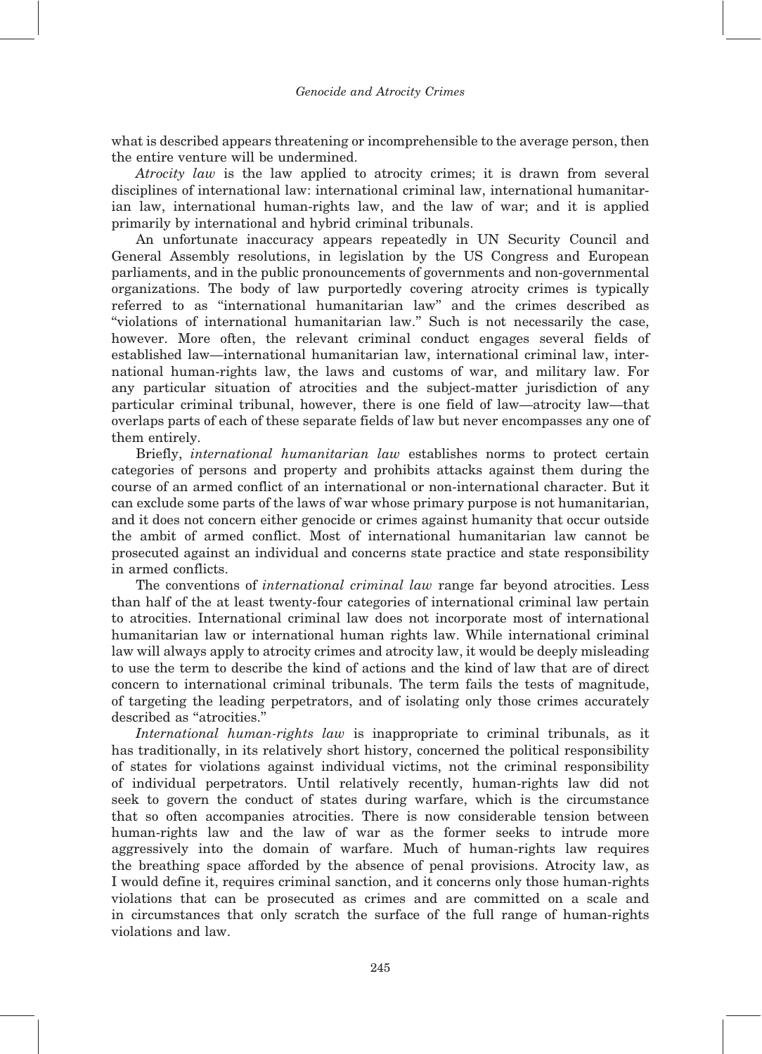what is described appears threatening or incomprehensible to the average person, then the entire venture will be undermined.

*Atrocity law* is the law applied to atrocity crimes; it is drawn from several disciplines of international law: international criminal law, international humanitarian law, international human-rights law, and the law of war; and it is applied primarily by international and hybrid criminal tribunals.

An unfortunate inaccuracy appears repeatedly in UN Security Council and General Assembly resolutions, in legislation by the US Congress and European parliaments, and in the public pronouncements of governments and non-governmental organizations. The body of law purportedly covering atrocity crimes is typically referred to as "international humanitarian law" and the crimes described as "violations of international humanitarian law." Such is not necessarily the case, however. More often, the relevant criminal conduct engages several fields of established law—international humanitarian law, international criminal law, international human-rights law, the laws and customs of war, and military law. For any particular situation of atrocities and the subject-matter jurisdiction of any particular criminal tribunal, however, there is one field of law—atrocity law—that overlaps parts of each of these separate fields of law but never encompasses any one of them entirely.

Briefly, *international humanitarian law* establishes norms to protect certain categories of persons and property and prohibits attacks against them during the course of an armed conflict of an international or non-international character. But it can exclude some parts of the laws of war whose primary purpose is not humanitarian, and it does not concern either genocide or crimes against humanity that occur outside the ambit of armed conflict. Most of international humanitarian law cannot be prosecuted against an individual and concerns state practice and state responsibility in armed conflicts.

The conventions of *international criminal law* range far beyond atrocities. Less than half of the at least twenty-four categories of international criminal law pertain to atrocities. International criminal law does not incorporate most of international humanitarian law or international human rights law. While international criminal law will always apply to atrocity crimes and atrocity law, it would be deeply misleading to use the term to describe the kind of actions and the kind of law that are of direct concern to international criminal tribunals. The term fails the tests of magnitude, of targeting the leading perpetrators, and of isolating only those crimes accurately described as "atrocities."

*International human-rights law* is inappropriate to criminal tribunals, as it has traditionally, in its relatively short history, concerned the political responsibility of states for violations against individual victims, not the criminal responsibility of individual perpetrators. Until relatively recently, human-rights law did not seek to govern the conduct of states during warfare, which is the circumstance that so often accompanies atrocities. There is now considerable tension between human-rights law and the law of war as the former seeks to intrude more aggressively into the domain of warfare. Much of human-rights law requires the breathing space afforded by the absence of penal provisions. Atrocity law, as I would define it, requires criminal sanction, and it concerns only those human-rights violations that can be prosecuted as crimes and are committed on a scale and in circumstances that only scratch the surface of the full range of human-rights violations and law.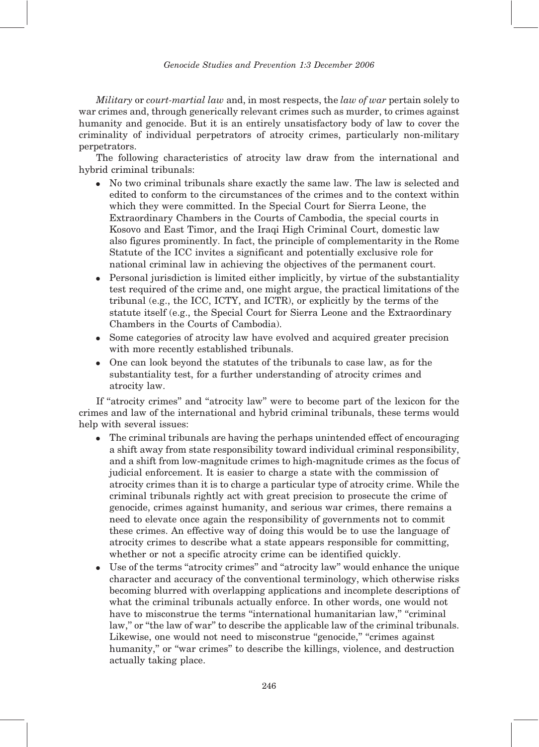*Military* or *court-martial law* and, in most respects, the *law of war* pertain solely to war crimes and, through generically relevant crimes such as murder, to crimes against humanity and genocide. But it is an entirely unsatisfactory body of law to cover the criminality of individual perpetrators of atrocity crimes, particularly non-military perpetrators.

The following characteristics of atrocity law draw from the international and hybrid criminal tribunals:

- No two criminal tribunals share exactly the same law. The law is selected and edited to conform to the circumstances of the crimes and to the context within which they were committed. In the Special Court for Sierra Leone, the Extraordinary Chambers in the Courts of Cambodia, the special courts in Kosovo and East Timor, and the Iraqi High Criminal Court, domestic law also figures prominently. In fact, the principle of complementarity in the Rome Statute of the ICC invites a significant and potentially exclusive role for national criminal law in achieving the objectives of the permanent court.
- Personal jurisdiction is limited either implicitly, by virtue of the substantiality test required of the crime and, one might argue, the practical limitations of the tribunal (e.g., the ICC, ICTY, and ICTR), or explicitly by the terms of the statute itself (e.g., the Special Court for Sierra Leone and the Extraordinary Chambers in the Courts of Cambodia).
- Some categories of atrocity law have evolved and acquired greater precision with more recently established tribunals.
- One can look beyond the statutes of the tribunals to case law, as for the substantiality test, for a further understanding of atrocity crimes and atrocity law.

If "atrocity crimes" and "atrocity law" were to become part of the lexicon for the crimes and law of the international and hybrid criminal tribunals, these terms would help with several issues:

- The criminal tribunals are having the perhaps unintended effect of encouraging a shift away from state responsibility toward individual criminal responsibility, and a shift from low-magnitude crimes to high-magnitude crimes as the focus of judicial enforcement. It is easier to charge a state with the commission of atrocity crimes than it is to charge a particular type of atrocity crime. While the criminal tribunals rightly act with great precision to prosecute the crime of genocide, crimes against humanity, and serious war crimes, there remains a need to elevate once again the responsibility of governments not to commit these crimes. An effective way of doing this would be to use the language of atrocity crimes to describe what a state appears responsible for committing, whether or not a specific atrocity crime can be identified quickly.
- Use of the terms "atrocity crimes" and "atrocity law" would enhance the unique character and accuracy of the conventional terminology, which otherwise risks becoming blurred with overlapping applications and incomplete descriptions of what the criminal tribunals actually enforce. In other words, one would not have to misconstrue the terms "international humanitarian law," "criminal law," or "the law of war" to describe the applicable law of the criminal tribunals. Likewise, one would not need to misconstrue "genocide," "crimes against humanity," or "war crimes" to describe the killings, violence, and destruction actually taking place.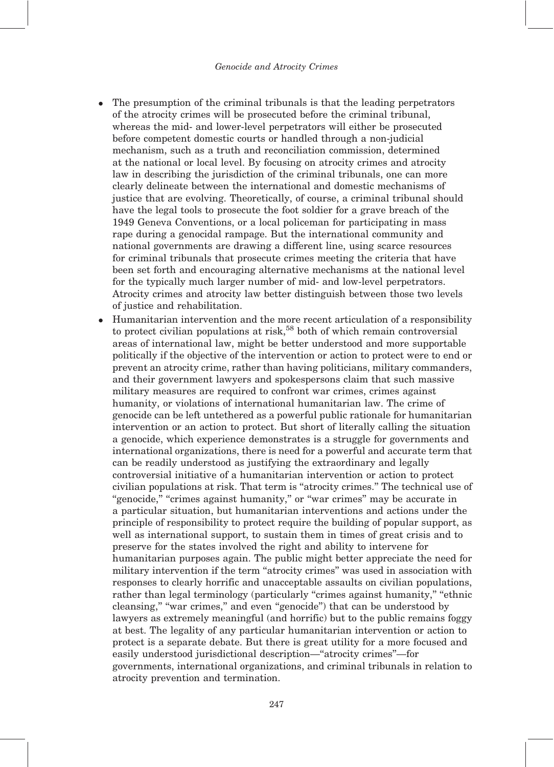- The presumption of the criminal tribunals is that the leading perpetrators of the atrocity crimes will be prosecuted before the criminal tribunal, whereas the mid- and lower-level perpetrators will either be prosecuted before competent domestic courts or handled through a non-judicial mechanism, such as a truth and reconciliation commission, determined at the national or local level. By focusing on atrocity crimes and atrocity law in describing the jurisdiction of the criminal tribunals, one can more clearly delineate between the international and domestic mechanisms of justice that are evolving. Theoretically, of course, a criminal tribunal should have the legal tools to prosecute the foot soldier for a grave breach of the 1949 Geneva Conventions, or a local policeman for participating in mass rape during a genocidal rampage. But the international community and national governments are drawing a different line, using scarce resources for criminal tribunals that prosecute crimes meeting the criteria that have been set forth and encouraging alternative mechanisms at the national level for the typically much larger number of mid- and low-level perpetrators. Atrocity crimes and atrocity law better distinguish between those two levels of justice and rehabilitation.
- Humanitarian intervention and the more recent articulation of a responsibility to protect civilian populations at risk,[58] both of which remain controversial areas of international law, might be better understood and more supportable politically if the objective of the intervention or action to protect were to end or prevent an atrocity crime, rather than having politicians, military commanders, and their government lawyers and spokespersons claim that such massive military measures are required to confront war crimes, crimes against humanity, or violations of international humanitarian law. The crime of genocide can be left untethered as a powerful public rationale for humanitarian intervention or an action to protect. But short of literally calling the situation a genocide, which experience demonstrates is a struggle for governments and international organizations, there is need for a powerful and accurate term that can be readily understood as justifying the extraordinary and legally controversial initiative of a humanitarian intervention or action to protect civilian populations at risk. That term is "atrocity crimes." The technical use of "genocide," "crimes against humanity," or "war crimes" may be accurate in a particular situation, but humanitarian interventions and actions under the principle of responsibility to protect require the building of popular support, as well as international support, to sustain them in times of great crisis and to preserve for the states involved the right and ability to intervene for humanitarian purposes again. The public might better appreciate the need for military intervention if the term "atrocity crimes" was used in association with responses to clearly horrific and unacceptable assaults on civilian populations, rather than legal terminology (particularly "crimes against humanity," "ethnic cleansing," "war crimes," and even "genocide") that can be understood by lawyers as extremely meaningful (and horrific) but to the public remains foggy at best. The legality of any particular humanitarian intervention or action to protect is a separate debate. But there is great utility for a more focused and easily understood jurisdictional description—"atrocity crimes"—for governments, international organizations, and criminal tribunals in relation to atrocity prevention and termination.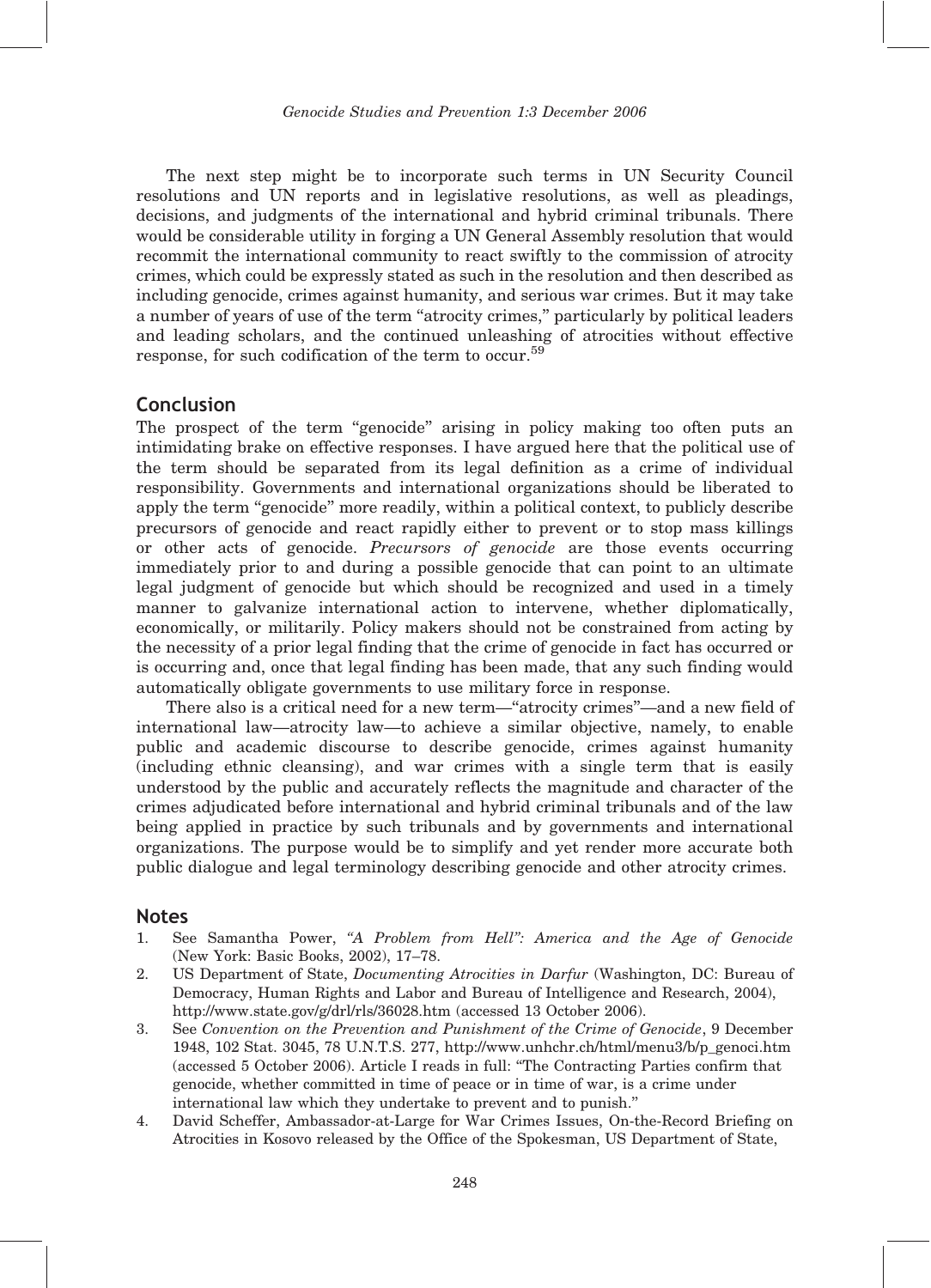The next step might be to incorporate such terms in UN Security Council resolutions and UN reports and in legislative resolutions, as well as pleadings, decisions, and judgments of the international and hybrid criminal tribunals. There would be considerable utility in forging a UN General Assembly resolution that would recommit the international community to react swiftly to the commission of atrocity crimes, which could be expressly stated as such in the resolution and then described as including genocide, crimes against humanity, and serious war crimes. But it may take a number of years of use of the term "atrocity crimes," particularly by political leaders and leading scholars, and the continued unleashing of atrocities without effective response, for such codification of the term to occur.[59]

## Conclusion

The prospect of the term "genocide" arising in policy making too often puts an intimidating brake on effective responses. I have argued here that the political use of the term should be separated from its legal definition as a crime of individual responsibility. Governments and international organizations should be liberated to apply the term "genocide" more readily, within a political context, to publicly describe precursors of genocide and react rapidly either to prevent or to stop mass killings or other acts of genocide. *Precursors of genocide* are those events occurring immediately prior to and during a possible genocide that can point to an ultimate legal judgment of genocide but which should be recognized and used in a timely manner to galvanize international action to intervene, whether diplomatically, economically, or militarily. Policy makers should not be constrained from acting by the necessity of a prior legal finding that the crime of genocide in fact has occurred or is occurring and, once that legal finding has been made, that any such finding would automatically obligate governments to use military force in response.

There also is a critical need for a new term—"atrocity crimes"—and a new field of international law—atrocity law—to achieve a similar objective, namely, to enable public and academic discourse to describe genocide, crimes against humanity (including ethnic cleansing), and war crimes with a single term that is easily understood by the public and accurately reflects the magnitude and character of the crimes adjudicated before international and hybrid criminal tribunals and of the law being applied in practice by such tribunals and by governments and international organizations. The purpose would be to simplify and yet render more accurate both public dialogue and legal terminology describing genocide and other atrocity crimes.

## Notes

1. See Samantha Power, *"A Problem from Hell": America and the Age of Genocide* (New York: Basic Books, 2002), 17–78.
2. US Department of State, *Documenting Atrocities in Darfur* (Washington, DC: Bureau of Democracy, Human Rights and Labor and Bureau of Intelligence and Research, 2004), http://www.state.gov/g/drl/rls/36028.htm (accessed 13 October 2006).
3. See *Convention on the Prevention and Punishment of the Crime of Genocide*, 9 December 1948, 102 Stat. 3045, 78 U.N.T.S. 277, http://www.unhchr.ch/html/menu3/b/p_genoci.htm (accessed 5 October 2006). Article I reads in full: "The Contracting Parties confirm that genocide, whether committed in time of peace or in time of war, is a crime under international law which they undertake to prevent and to punish."
4. David Scheffer, Ambassador-at-Large for War Crimes Issues, On-the-Record Briefing on Atrocities in Kosovo released by the Office of the Spokesman, US Department of State,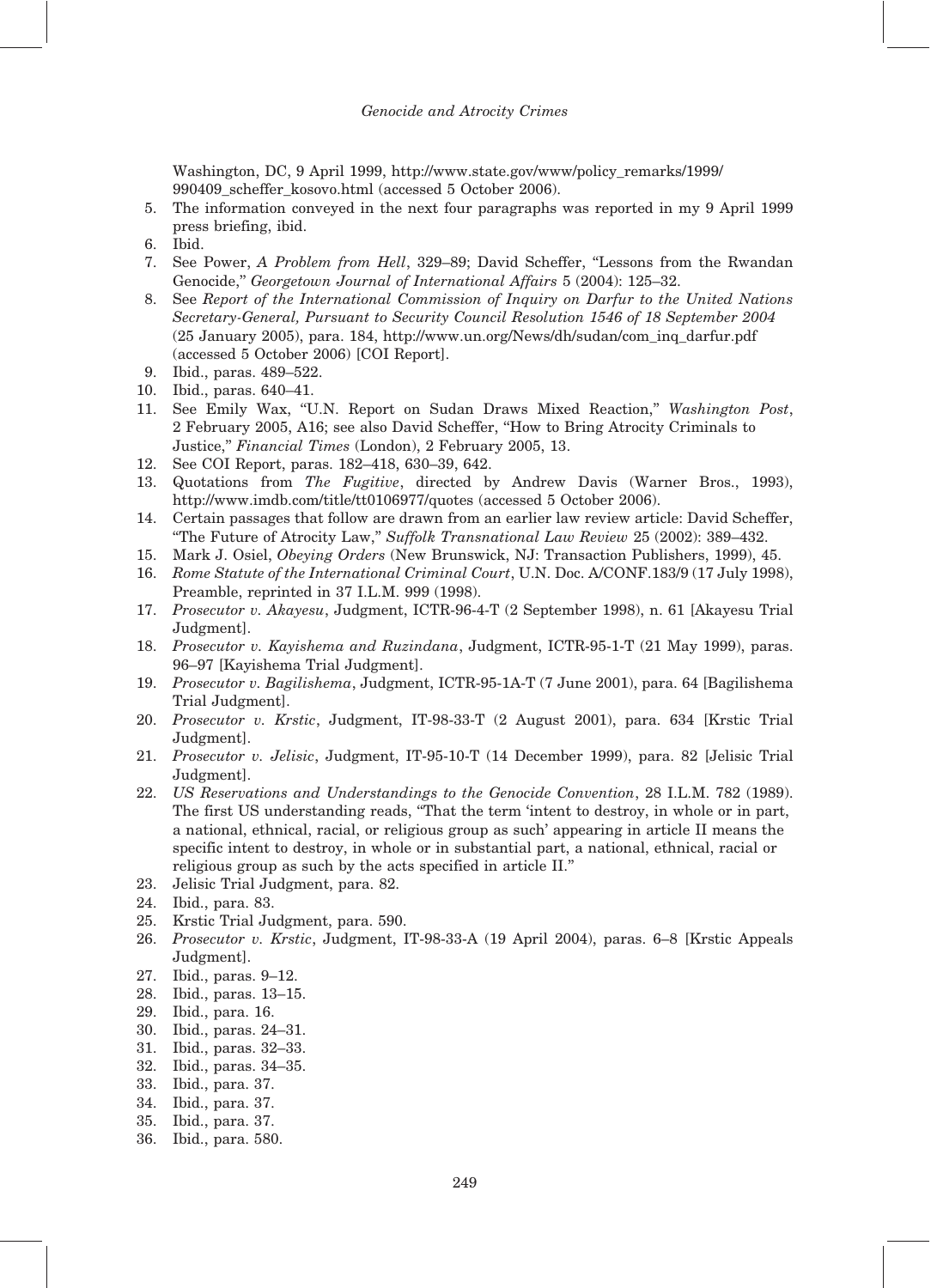Washington, DC, 9 April 1999, http://www.state.gov/www/policy_remarks/1999/990409_scheffer_kosovo.html (accessed 5 October 2006).

5. The information conveyed in the next four paragraphs was reported in my 9 April 1999 press briefing, ibid.
6. Ibid.
7. See Power, *A Problem from Hell*, 329–89; David Scheffer, "Lessons from the Rwandan Genocide," *Georgetown Journal of International Affairs* 5 (2004): 125–32.
8. See *Report of the International Commission of Inquiry on Darfur to the United Nations Secretary-General, Pursuant to Security Council Resolution 1546 of 18 September 2004* (25 January 2005), para. 184, http://www.un.org/News/dh/sudan/com_inq_darfur.pdf (accessed 5 October 2006) [COI Report].
9. Ibid., paras. 489–522.
10. Ibid., paras. 640–41.
11. See Emily Wax, "U.N. Report on Sudan Draws Mixed Reaction," *Washington Post*, 2 February 2005, A16; see also David Scheffer, "How to Bring Atrocity Criminals to Justice," *Financial Times* (London), 2 February 2005, 13.
12. See COI Report, paras. 182–418, 630–39, 642.
13. Quotations from *The Fugitive*, directed by Andrew Davis (Warner Bros., 1993), http://www.imdb.com/title/tt0106977/quotes (accessed 5 October 2006).
14. Certain passages that follow are drawn from an earlier law review article: David Scheffer, "The Future of Atrocity Law," *Suffolk Transnational Law Review* 25 (2002): 389–432.
15. Mark J. Osiel, *Obeying Orders* (New Brunswick, NJ: Transaction Publishers, 1999), 45.
16. *Rome Statute of the International Criminal Court*, U.N. Doc. A/CONF.183/9 (17 July 1998), Preamble, reprinted in 37 I.L.M. 999 (1998).
17. *Prosecutor v. Akayesu*, Judgment, ICTR-96-4-T (2 September 1998), n. 61 [Akayesu Trial Judgment].
18. *Prosecutor v. Kayishema and Ruzindana*, Judgment, ICTR-95-1-T (21 May 1999), paras. 96–97 [Kayishema Trial Judgment].
19. *Prosecutor v. Bagilishema*, Judgment, ICTR-95-1A-T (7 June 2001), para. 64 [Bagilishema Trial Judgment].
20. *Prosecutor v. Krstic*, Judgment, IT-98-33-T (2 August 2001), para. 634 [Krstic Trial Judgment].
21. *Prosecutor v. Jelisic*, Judgment, IT-95-10-T (14 December 1999), para. 82 [Jelisic Trial Judgment].
22. *US Reservations and Understandings to the Genocide Convention*, 28 I.L.M. 782 (1989). The first US understanding reads, "That the term 'intent to destroy, in whole or in part, a national, ethnical, racial, or religious group as such' appearing in article II means the specific intent to destroy, in whole or in substantial part, a national, ethnical, racial or religious group as such by the acts specified in article II."
23. Jelisic Trial Judgment, para. 82.
24. Ibid., para. 83.
25. Krstic Trial Judgment, para. 590.
26. *Prosecutor v. Krstic*, Judgment, IT-98-33-A (19 April 2004), paras. 6–8 [Krstic Appeals Judgment].
27. Ibid., paras. 9–12.
28. Ibid., paras. 13–15.
29. Ibid., para. 16.
30. Ibid., paras. 24–31.
31. Ibid., paras. 32–33.
32. Ibid., paras. 34–35.
33. Ibid., para. 37.
34. Ibid., para. 37.
35. Ibid., para. 37.
36. Ibid., para. 580.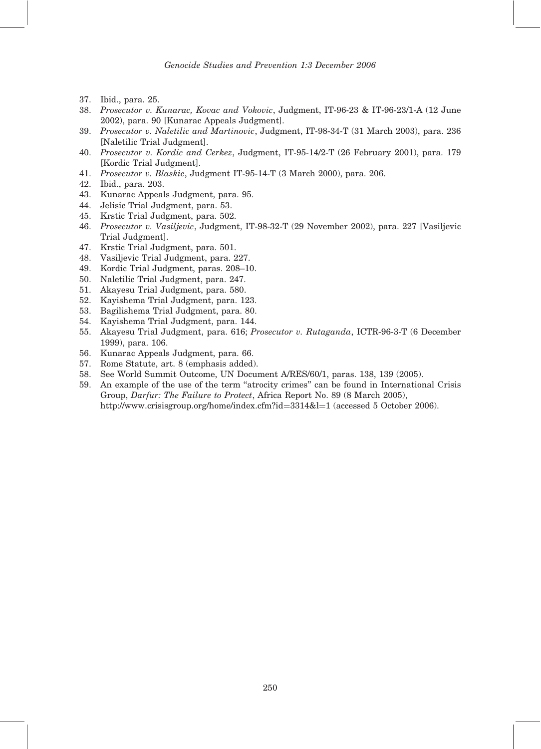37. Ibid., para. 25.
38. *Prosecutor v. Kunarac, Kovac and Vokovic*, Judgment, IT-96-23 & IT-96-23/1-A (12 June 2002), para. 90 [Kunarac Appeals Judgment].
39. *Prosecutor v. Naletilic and Martinovic*, Judgment, IT-98-34-T (31 March 2003), para. 236 [Naletilic Trial Judgment].
40. *Prosecutor v. Kordic and Cerkez*, Judgment, IT-95-14/2-T (26 February 2001), para. 179 [Kordic Trial Judgment].
41. *Prosecutor v. Blaskic*, Judgment IT-95-14-T (3 March 2000), para. 206.
42. Ibid., para. 203.
43. Kunarac Appeals Judgment, para. 95.
44. Jelisic Trial Judgment, para. 53.
45. Krstic Trial Judgment, para. 502.
46. *Prosecutor v. Vasiljevic*, Judgment, IT-98-32-T (29 November 2002), para. 227 [Vasiljevic Trial Judgment].
47. Krstic Trial Judgment, para. 501.
48. Vasiljevic Trial Judgment, para. 227.
49. Kordic Trial Judgment, paras. 208–10.
50. Naletilic Trial Judgment, para. 247.
51. Akayesu Trial Judgment, para. 580.
52. Kayishema Trial Judgment, para. 123.
53. Bagilishema Trial Judgment, para. 80.
54. Kayishema Trial Judgment, para. 144.
55. Akayesu Trial Judgment, para. 616; *Prosecutor v. Rutaganda*, ICTR-96-3-T (6 December 1999), para. 106.
56. Kunarac Appeals Judgment, para. 66.
57. Rome Statute, art. 8 (emphasis added).
58. See World Summit Outcome, UN Document A/RES/60/1, paras. 138, 139 (2005).
59. An example of the use of the term "atrocity crimes" can be found in International Crisis Group, *Darfur: The Failure to Protect*, Africa Report No. 89 (8 March 2005), http://www.crisisgroup.org/home/index.cfm?id=3314&l=1 (accessed 5 October 2006).